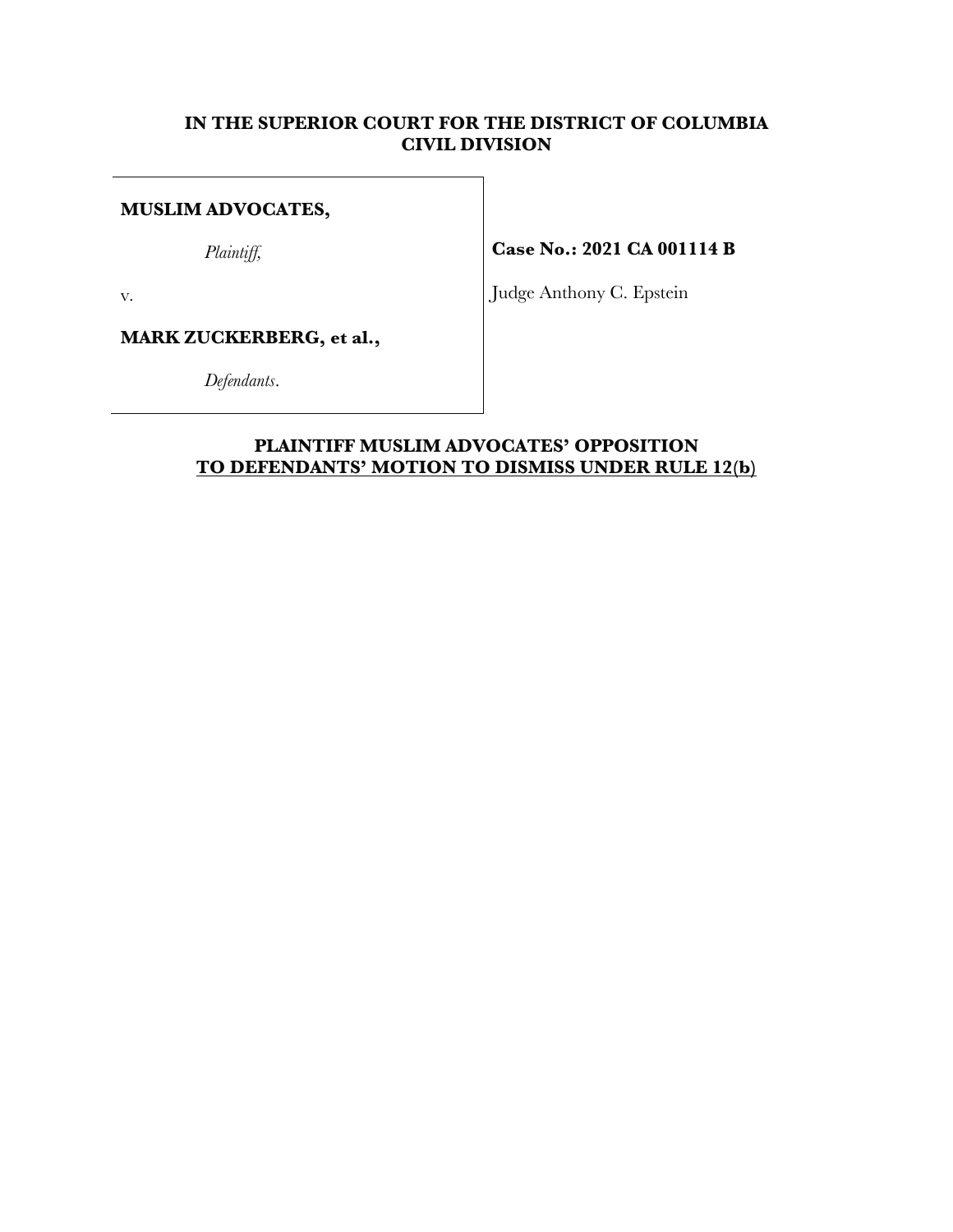**IN THE SUPERIOR COURT FOR THE DISTRICT OF COLUMBIA**
**CIVIL DIVISION**

| | |
|---|---|
| **MUSLIM ADVOCATES,** | |
| *Plaintiff,* | **Case No.: 2021 CA 001114 B** |
| v. | Judge Anthony C. Epstein |
| **MARK ZUCKERBERG, et al.,** | |
| *Defendants*. | |

**PLAINTIFF MUSLIM ADVOCATES' OPPOSITION**
**TO DEFENDANTS' MOTION TO DISMISS UNDER RULE 12(b)**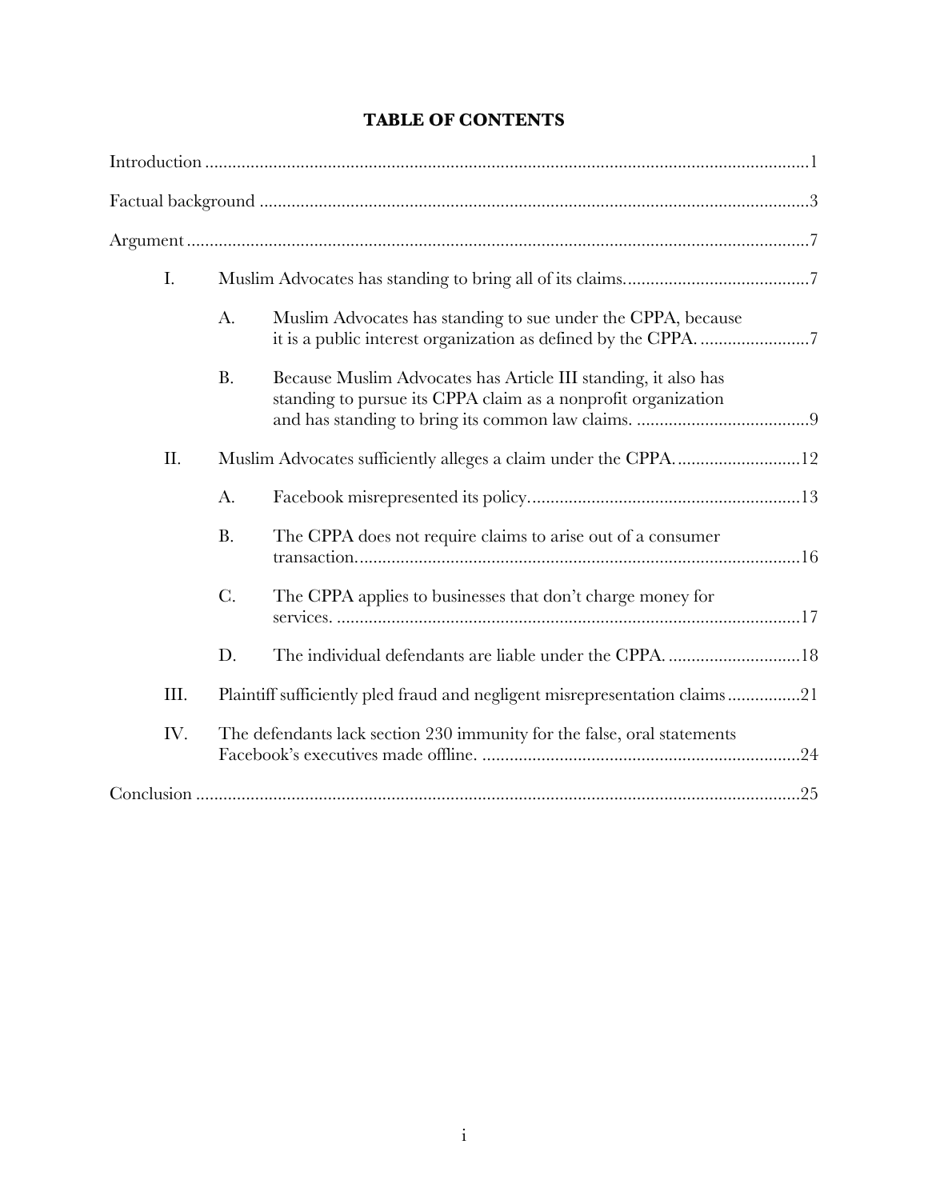# TABLE OF CONTENTS

Introduction ..................................................................................................................... 1

Factual background ......................................................................................................... 3

Argument ......................................................................................................................... 7

- I. Muslim Advocates has standing to bring all of its claims. ........................................ 7
  - A. Muslim Advocates has standing to sue under the CPPA, because it is a public interest organization as defined by the CPPA. ........................ 7
  - B. Because Muslim Advocates has Article III standing, it also has standing to pursue its CPPA claim as a nonprofit organization and has standing to bring its common law claims. ...................................... 9
- II. Muslim Advocates sufficiently alleges a claim under the CPPA. ........................... 12
  - A. Facebook misrepresented its policy. ........................................................... 13
  - B. The CPPA does not require claims to arise out of a consumer transaction. ................................................................................................. 16
  - C. The CPPA applies to businesses that don't charge money for services. ...................................................................................................... 17
  - D. The individual defendants are liable under the CPPA. ............................. 18
- III. Plaintiff sufficiently pled fraud and negligent misrepresentation claims ................ 21
- IV. The defendants lack section 230 immunity for the false, oral statements Facebook's executives made offline. ...................................................................... 24

Conclusion ..................................................................................................................... 25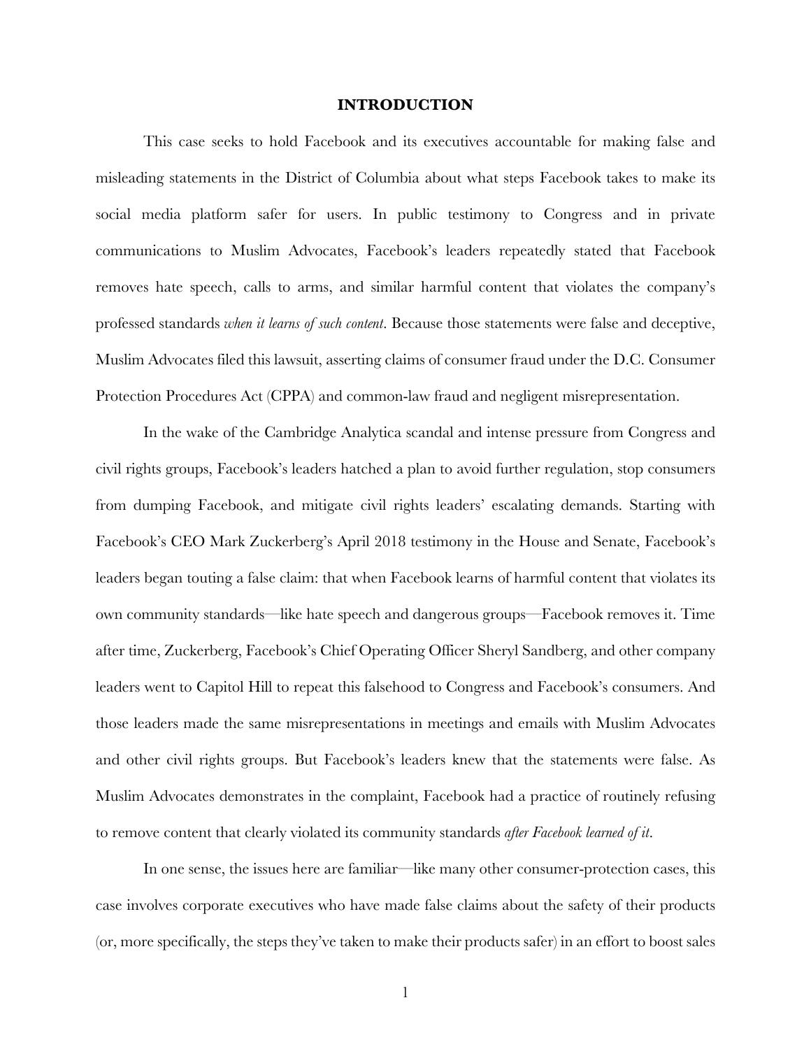# INTRODUCTION

This case seeks to hold Facebook and its executives accountable for making false and misleading statements in the District of Columbia about what steps Facebook takes to make its social media platform safer for users. In public testimony to Congress and in private communications to Muslim Advocates, Facebook's leaders repeatedly stated that Facebook removes hate speech, calls to arms, and similar harmful content that violates the company's professed standards *when it learns of such content*. Because those statements were false and deceptive, Muslim Advocates filed this lawsuit, asserting claims of consumer fraud under the D.C. Consumer Protection Procedures Act (CPPA) and common-law fraud and negligent misrepresentation.

In the wake of the Cambridge Analytica scandal and intense pressure from Congress and civil rights groups, Facebook's leaders hatched a plan to avoid further regulation, stop consumers from dumping Facebook, and mitigate civil rights leaders' escalating demands. Starting with Facebook's CEO Mark Zuckerberg's April 2018 testimony in the House and Senate, Facebook's leaders began touting a false claim: that when Facebook learns of harmful content that violates its own community standards—like hate speech and dangerous groups—Facebook removes it. Time after time, Zuckerberg, Facebook's Chief Operating Officer Sheryl Sandberg, and other company leaders went to Capitol Hill to repeat this falsehood to Congress and Facebook's consumers. And those leaders made the same misrepresentations in meetings and emails with Muslim Advocates and other civil rights groups. But Facebook's leaders knew that the statements were false. As Muslim Advocates demonstrates in the complaint, Facebook had a practice of routinely refusing to remove content that clearly violated its community standards *after Facebook learned of it*.

In one sense, the issues here are familiar—like many other consumer-protection cases, this case involves corporate executives who have made false claims about the safety of their products (or, more specifically, the steps they've taken to make their products safer) in an effort to boost sales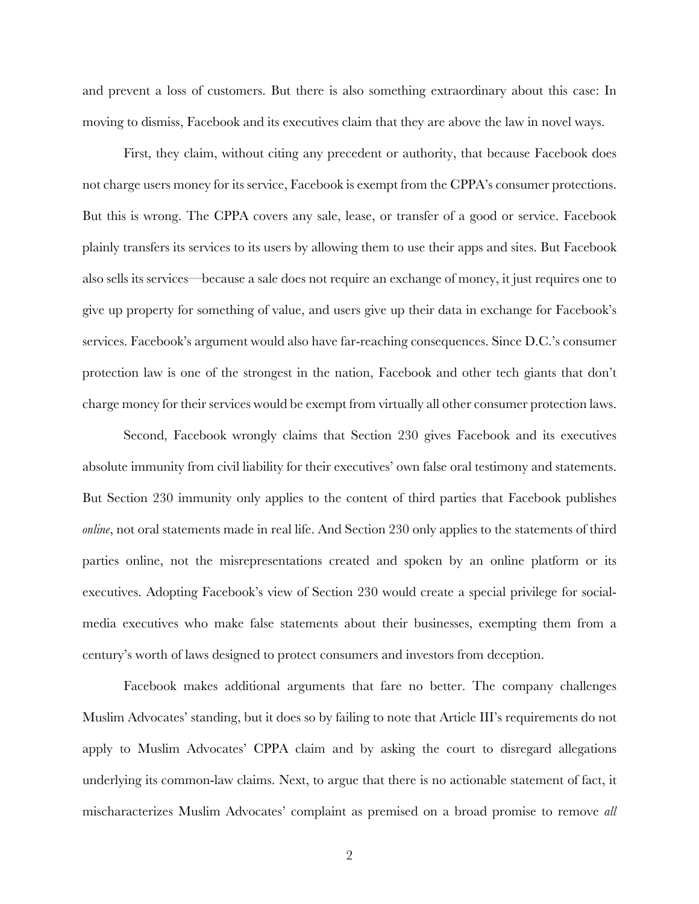and prevent a loss of customers. But there is also something extraordinary about this case: In moving to dismiss, Facebook and its executives claim that they are above the law in novel ways.

First, they claim, without citing any precedent or authority, that because Facebook does not charge users money for its service, Facebook is exempt from the CPPA's consumer protections. But this is wrong. The CPPA covers any sale, lease, or transfer of a good or service. Facebook plainly transfers its services to its users by allowing them to use their apps and sites. But Facebook also sells its services—because a sale does not require an exchange of money, it just requires one to give up property for something of value, and users give up their data in exchange for Facebook's services. Facebook's argument would also have far-reaching consequences. Since D.C.'s consumer protection law is one of the strongest in the nation, Facebook and other tech giants that don't charge money for their services would be exempt from virtually all other consumer protection laws.

Second, Facebook wrongly claims that Section 230 gives Facebook and its executives absolute immunity from civil liability for their executives' own false oral testimony and statements. But Section 230 immunity only applies to the content of third parties that Facebook publishes *online*, not oral statements made in real life. And Section 230 only applies to the statements of third parties online, not the misrepresentations created and spoken by an online platform or its executives. Adopting Facebook's view of Section 230 would create a special privilege for social-media executives who make false statements about their businesses, exempting them from a century's worth of laws designed to protect consumers and investors from deception.

Facebook makes additional arguments that fare no better. The company challenges Muslim Advocates' standing, but it does so by failing to note that Article III's requirements do not apply to Muslim Advocates' CPPA claim and by asking the court to disregard allegations underlying its common-law claims. Next, to argue that there is no actionable statement of fact, it mischaracterizes Muslim Advocates' complaint as premised on a broad promise to remove *all*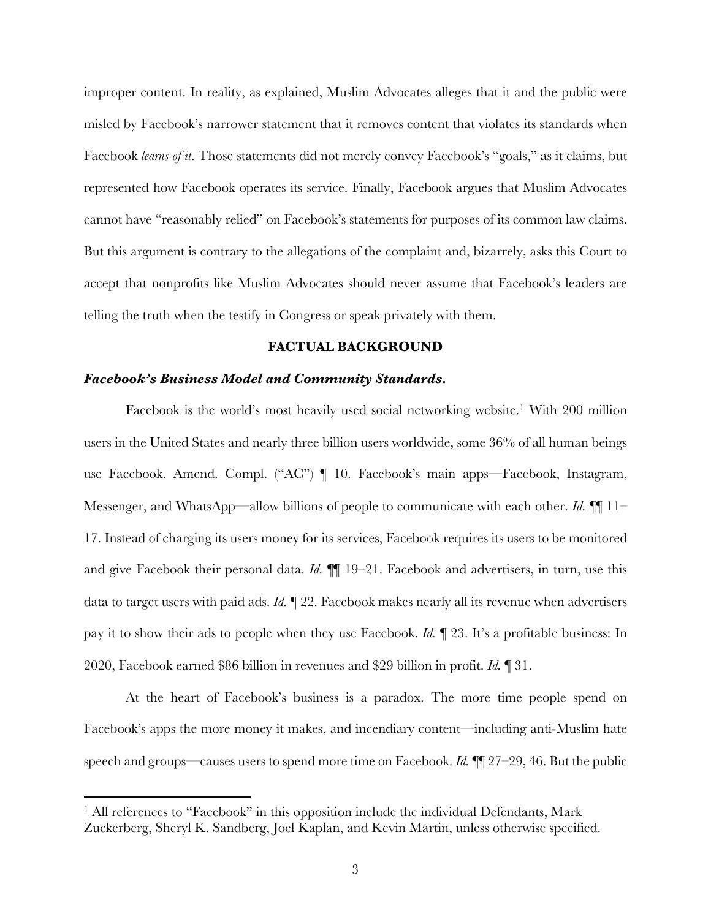improper content. In reality, as explained, Muslim Advocates alleges that it and the public were misled by Facebook's narrower statement that it removes content that violates its standards when Facebook *learns of it*. Those statements did not merely convey Facebook's "goals," as it claims, but represented how Facebook operates its service. Finally, Facebook argues that Muslim Advocates cannot have "reasonably relied" on Facebook's statements for purposes of its common law claims. But this argument is contrary to the allegations of the complaint and, bizarrely, asks this Court to accept that nonprofits like Muslim Advocates should never assume that Facebook's leaders are telling the truth when the testify in Congress or speak privately with them.

## FACTUAL BACKGROUND

***Facebook's Business Model and Community Standards.***

Facebook is the world's most heavily used social networking website.[1] With 200 million users in the United States and nearly three billion users worldwide, some 36% of all human beings use Facebook. Amend. Compl. ("AC") ¶ 10. Facebook's main apps—Facebook, Instagram, Messenger, and WhatsApp—allow billions of people to communicate with each other. *Id.* ¶¶ 11–17. Instead of charging its users money for its services, Facebook requires its users to be monitored and give Facebook their personal data. *Id.* ¶¶ 19–21. Facebook and advertisers, in turn, use this data to target users with paid ads. *Id.* ¶ 22. Facebook makes nearly all its revenue when advertisers pay it to show their ads to people when they use Facebook. *Id.* ¶ 23. It's a profitable business: In 2020, Facebook earned $86 billion in revenues and $29 billion in profit. *Id.* ¶ 31.

At the heart of Facebook's business is a paradox. The more time people spend on Facebook's apps the more money it makes, and incendiary content—including anti-Muslim hate speech and groups—causes users to spend more time on Facebook. *Id.* ¶¶ 27–29, 46. But the public

---

[1] All references to "Facebook" in this opposition include the individual Defendants, Mark Zuckerberg, Sheryl K. Sandberg, Joel Kaplan, and Kevin Martin, unless otherwise specified.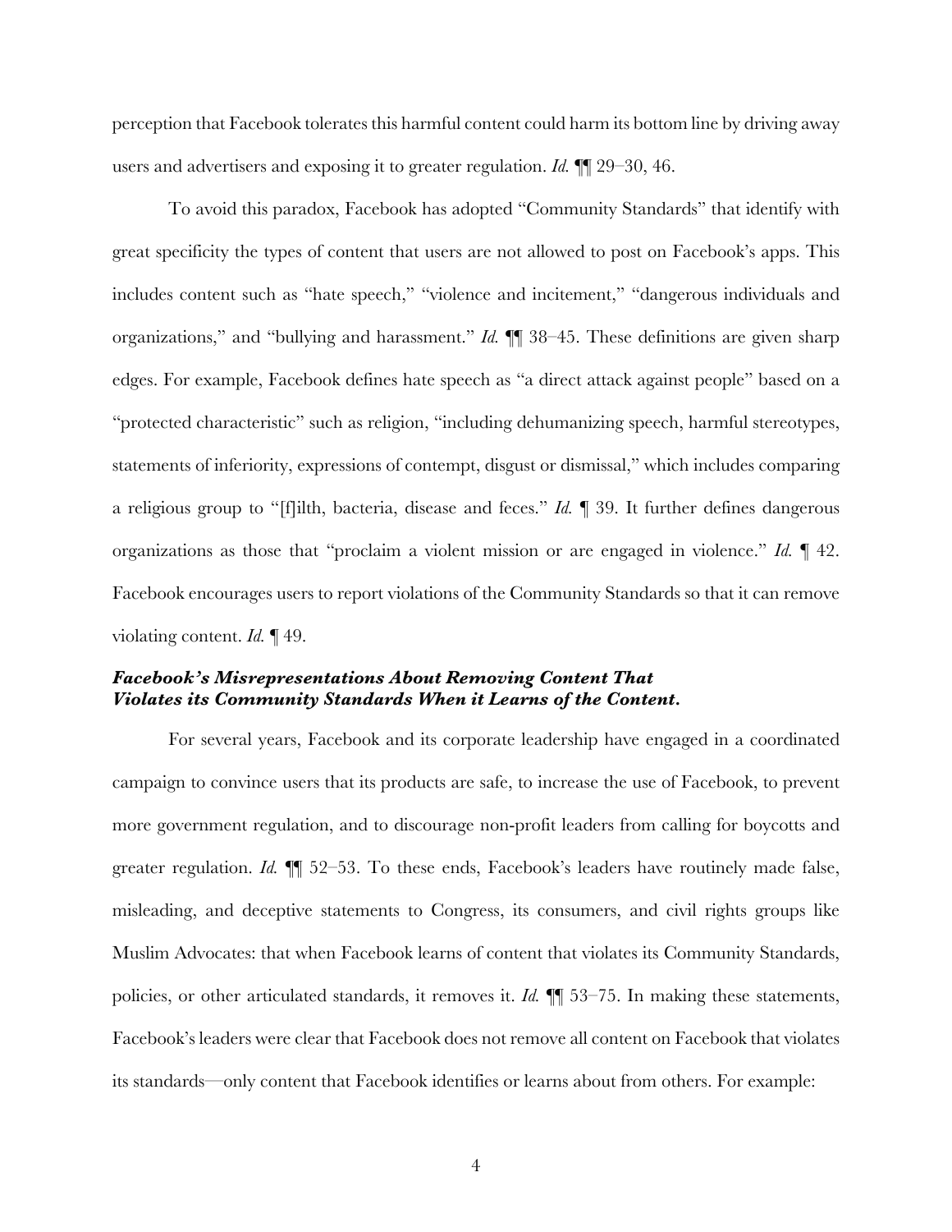perception that Facebook tolerates this harmful content could harm its bottom line by driving away users and advertisers and exposing it to greater regulation. *Id.* ¶¶ 29–30, 46.

To avoid this paradox, Facebook has adopted "Community Standards" that identify with great specificity the types of content that users are not allowed to post on Facebook's apps. This includes content such as "hate speech," "violence and incitement," "dangerous individuals and organizations," and "bullying and harassment." *Id.* ¶¶ 38–45. These definitions are given sharp edges. For example, Facebook defines hate speech as "a direct attack against people" based on a "protected characteristic" such as religion, "including dehumanizing speech, harmful stereotypes, statements of inferiority, expressions of contempt, disgust or dismissal," which includes comparing a religious group to "[f]ilth, bacteria, disease and feces." *Id.* ¶ 39. It further defines dangerous organizations as those that "proclaim a violent mission or are engaged in violence." *Id.* ¶ 42. Facebook encourages users to report violations of the Community Standards so that it can remove violating content. *Id.* ¶ 49.

***Facebook's Misrepresentations About Removing Content That Violates its Community Standards When it Learns of the Content.***

For several years, Facebook and its corporate leadership have engaged in a coordinated campaign to convince users that its products are safe, to increase the use of Facebook, to prevent more government regulation, and to discourage non-profit leaders from calling for boycotts and greater regulation. *Id.* ¶¶ 52–53. To these ends, Facebook's leaders have routinely made false, misleading, and deceptive statements to Congress, its consumers, and civil rights groups like Muslim Advocates: that when Facebook learns of content that violates its Community Standards, policies, or other articulated standards, it removes it. *Id.* ¶¶ 53–75. In making these statements, Facebook's leaders were clear that Facebook does not remove all content on Facebook that violates its standards—only content that Facebook identifies or learns about from others. For example: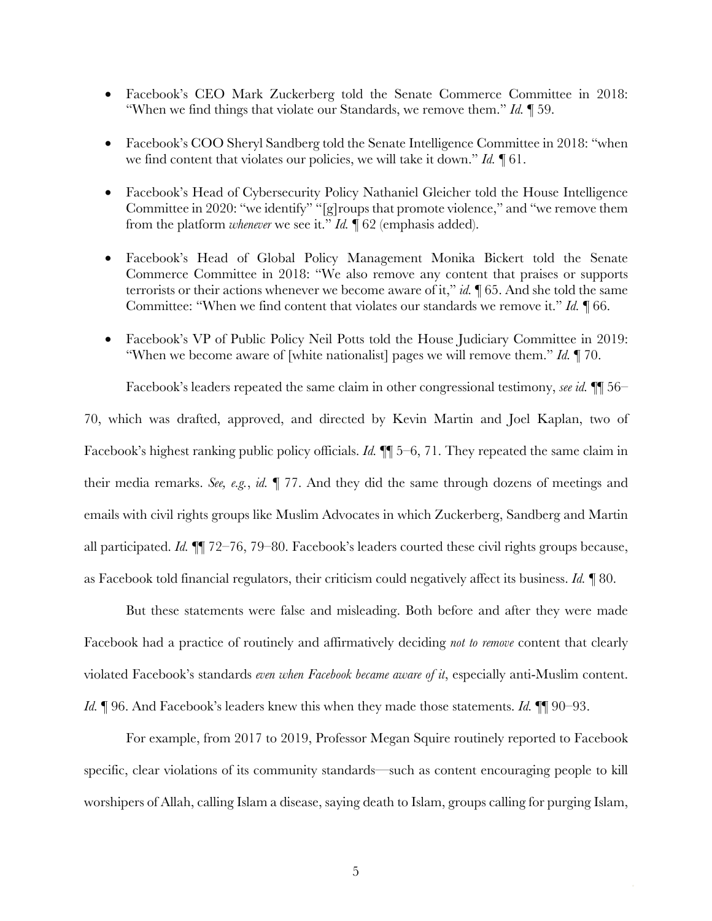- Facebook's CEO Mark Zuckerberg told the Senate Commerce Committee in 2018: "When we find things that violate our Standards, we remove them." *Id.* ¶ 59.

- Facebook's COO Sheryl Sandberg told the Senate Intelligence Committee in 2018: "when we find content that violates our policies, we will take it down." *Id.* ¶ 61.

- Facebook's Head of Cybersecurity Policy Nathaniel Gleicher told the House Intelligence Committee in 2020: "we identify" "[g]roups that promote violence," and "we remove them from the platform *whenever* we see it." *Id.* ¶ 62 (emphasis added).

- Facebook's Head of Global Policy Management Monika Bickert told the Senate Commerce Committee in 2018: "We also remove any content that praises or supports terrorists or their actions whenever we become aware of it," *id.* ¶ 65. And she told the same Committee: "When we find content that violates our standards we remove it." *Id.* ¶ 66.

- Facebook's VP of Public Policy Neil Potts told the House Judiciary Committee in 2019: "When we become aware of [white nationalist] pages we will remove them." *Id.* ¶ 70.

Facebook's leaders repeated the same claim in other congressional testimony, *see id.* ¶¶ 56–70, which was drafted, approved, and directed by Kevin Martin and Joel Kaplan, two of Facebook's highest ranking public policy officials. *Id.* ¶¶ 5–6, 71. They repeated the same claim in their media remarks. *See, e.g.*, *id.* ¶ 77. And they did the same through dozens of meetings and emails with civil rights groups like Muslim Advocates in which Zuckerberg, Sandberg and Martin all participated. *Id.* ¶¶ 72–76, 79–80. Facebook's leaders courted these civil rights groups because, as Facebook told financial regulators, their criticism could negatively affect its business. *Id.* ¶ 80.

But these statements were false and misleading. Both before and after they were made Facebook had a practice of routinely and affirmatively deciding *not to remove* content that clearly violated Facebook's standards *even when Facebook became aware of it*, especially anti-Muslim content. *Id.* ¶ 96. And Facebook's leaders knew this when they made those statements. *Id.* ¶¶ 90–93.

For example, from 2017 to 2019, Professor Megan Squire routinely reported to Facebook specific, clear violations of its community standards—such as content encouraging people to kill worshipers of Allah, calling Islam a disease, saying death to Islam, groups calling for purging Islam,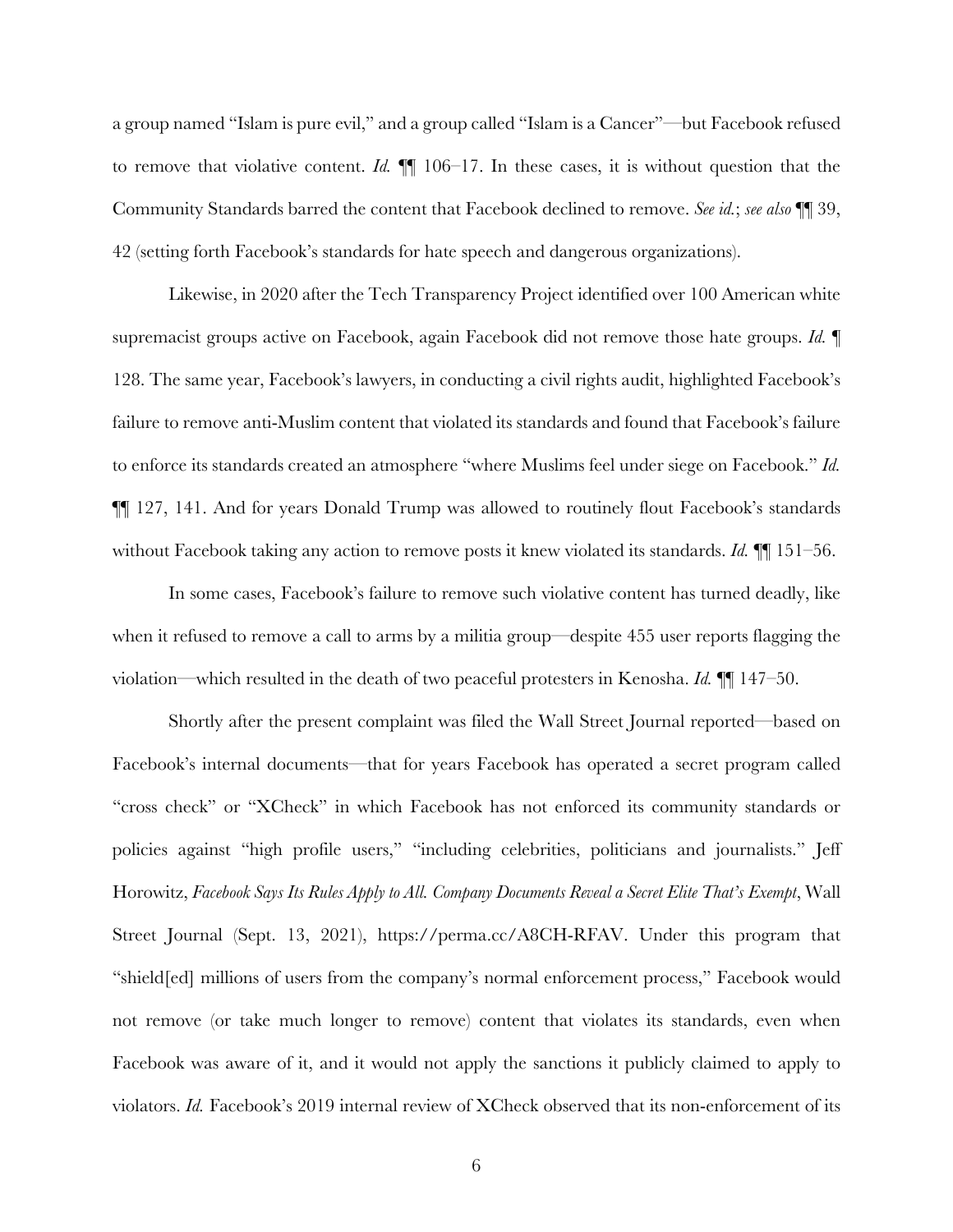a group named "Islam is pure evil," and a group called "Islam is a Cancer"—but Facebook refused to remove that violative content. *Id.* ¶¶ 106–17. In these cases, it is without question that the Community Standards barred the content that Facebook declined to remove. *See id.*; *see also* ¶¶ 39, 42 (setting forth Facebook's standards for hate speech and dangerous organizations).

Likewise, in 2020 after the Tech Transparency Project identified over 100 American white supremacist groups active on Facebook, again Facebook did not remove those hate groups. *Id.* ¶ 128. The same year, Facebook's lawyers, in conducting a civil rights audit, highlighted Facebook's failure to remove anti-Muslim content that violated its standards and found that Facebook's failure to enforce its standards created an atmosphere "where Muslims feel under siege on Facebook." *Id.* ¶¶ 127, 141. And for years Donald Trump was allowed to routinely flout Facebook's standards without Facebook taking any action to remove posts it knew violated its standards. *Id.* ¶¶ 151–56.

In some cases, Facebook's failure to remove such violative content has turned deadly, like when it refused to remove a call to arms by a militia group—despite 455 user reports flagging the violation—which resulted in the death of two peaceful protesters in Kenosha. *Id.* ¶¶ 147–50.

Shortly after the present complaint was filed the Wall Street Journal reported—based on Facebook's internal documents—that for years Facebook has operated a secret program called "cross check" or "XCheck" in which Facebook has not enforced its community standards or policies against "high profile users," "including celebrities, politicians and journalists." Jeff Horowitz, *Facebook Says Its Rules Apply to All. Company Documents Reveal a Secret Elite That's Exempt*, Wall Street Journal (Sept. 13, 2021), https://perma.cc/A8CH-RFAV. Under this program that "shield[ed] millions of users from the company's normal enforcement process," Facebook would not remove (or take much longer to remove) content that violates its standards, even when Facebook was aware of it, and it would not apply the sanctions it publicly claimed to apply to violators. *Id.* Facebook's 2019 internal review of XCheck observed that its non-enforcement of its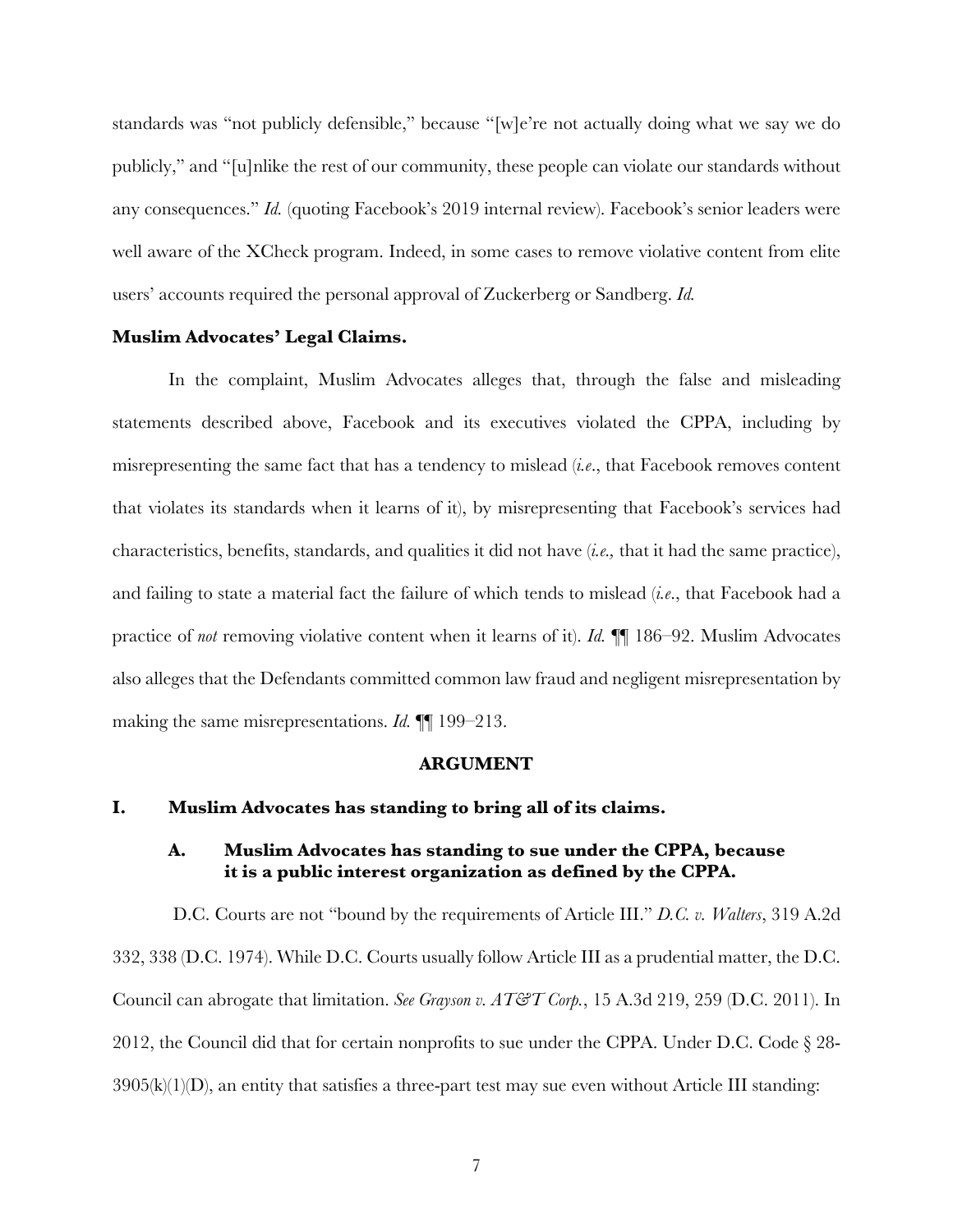standards was "not publicly defensible," because "[w]e're not actually doing what we say we do publicly," and "[u]nlike the rest of our community, these people can violate our standards without any consequences." *Id.* (quoting Facebook's 2019 internal review). Facebook's senior leaders were well aware of the XCheck program. Indeed, in some cases to remove violative content from elite users' accounts required the personal approval of Zuckerberg or Sandberg. *Id.*

**Muslim Advocates' Legal Claims.**

In the complaint, Muslim Advocates alleges that, through the false and misleading statements described above, Facebook and its executives violated the CPPA, including by misrepresenting the same fact that has a tendency to mislead (*i.e.*, that Facebook removes content that violates its standards when it learns of it), by misrepresenting that Facebook's services had characteristics, benefits, standards, and qualities it did not have (*i.e.*, that it had the same practice), and failing to state a material fact the failure of which tends to mislead (*i.e.*, that Facebook had a practice of *not* removing violative content when it learns of it). *Id.* ¶¶ 186–92. Muslim Advocates also alleges that the Defendants committed common law fraud and negligent misrepresentation by making the same misrepresentations. *Id.* ¶¶ 199–213.

## ARGUMENT

### I. Muslim Advocates has standing to bring all of its claims.

#### A. Muslim Advocates has standing to sue under the CPPA, because it is a public interest organization as defined by the CPPA.

D.C. Courts are not "bound by the requirements of Article III." *D.C. v. Walters*, 319 A.2d 332, 338 (D.C. 1974). While D.C. Courts usually follow Article III as a prudential matter, the D.C. Council can abrogate that limitation. *See Grayson v. AT&T Corp.*, 15 A.3d 219, 259 (D.C. 2011). In 2012, the Council did that for certain nonprofits to sue under the CPPA. Under D.C. Code § 28-3905(k)(1)(D), an entity that satisfies a three-part test may sue even without Article III standing: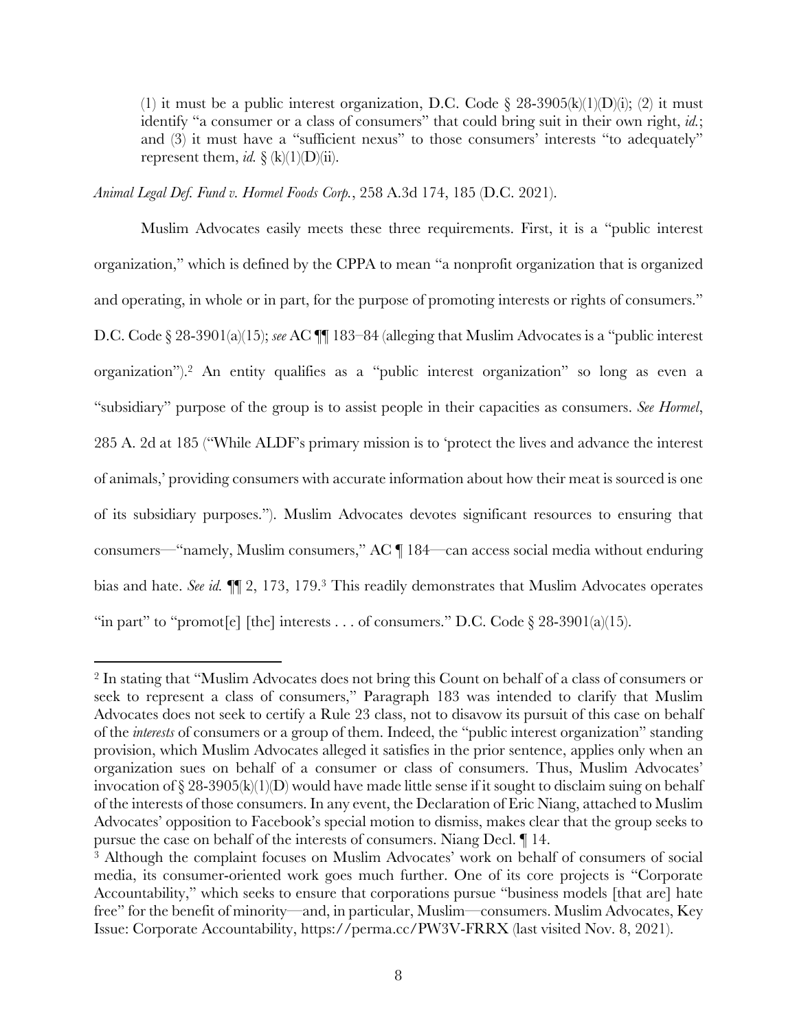(1) it must be a public interest organization, D.C. Code § 28-3905(k)(1)(D)(i); (2) it must identify "a consumer or a class of consumers" that could bring suit in their own right, *id.*; and (3) it must have a "sufficient nexus" to those consumers' interests "to adequately" represent them, *id.* § (k)(1)(D)(ii).

*Animal Legal Def. Fund v. Hormel Foods Corp.*, 258 A.3d 174, 185 (D.C. 2021).

Muslim Advocates easily meets these three requirements. First, it is a "public interest organization," which is defined by the CPPA to mean "a nonprofit organization that is organized and operating, in whole or in part, for the purpose of promoting interests or rights of consumers." D.C. Code § 28-3901(a)(15); *see* AC ¶¶ 183–84 (alleging that Muslim Advocates is a "public interest organization").[2] An entity qualifies as a "public interest organization" so long as even a "subsidiary" purpose of the group is to assist people in their capacities as consumers. *See Hormel*, 285 A. 2d at 185 ("While ALDF's primary mission is to 'protect the lives and advance the interest of animals,' providing consumers with accurate information about how their meat is sourced is one of its subsidiary purposes."). Muslim Advocates devotes significant resources to ensuring that consumers—"namely, Muslim consumers," AC ¶ 184—can access social media without enduring bias and hate. *See id.* ¶¶ 2, 173, 179.[3] This readily demonstrates that Muslim Advocates operates "in part" to "promot[e] [the] interests . . . of consumers." D.C. Code § 28-3901(a)(15).

---

[2] In stating that "Muslim Advocates does not bring this Count on behalf of a class of consumers or seek to represent a class of consumers," Paragraph 183 was intended to clarify that Muslim Advocates does not seek to certify a Rule 23 class, not to disavow its pursuit of this case on behalf of the *interests* of consumers or a group of them. Indeed, the "public interest organization" standing provision, which Muslim Advocates alleged it satisfies in the prior sentence, applies only when an organization sues on behalf of a consumer or class of consumers. Thus, Muslim Advocates' invocation of § 28-3905(k)(1)(D) would have made little sense if it sought to disclaim suing on behalf of the interests of those consumers. In any event, the Declaration of Eric Niang, attached to Muslim Advocates' opposition to Facebook's special motion to dismiss, makes clear that the group seeks to pursue the case on behalf of the interests of consumers. Niang Decl. ¶ 14.

[3] Although the complaint focuses on Muslim Advocates' work on behalf of consumers of social media, its consumer-oriented work goes much further. One of its core projects is "Corporate Accountability," which seeks to ensure that corporations pursue "business models [that are] hate free" for the benefit of minority—and, in particular, Muslim—consumers. Muslim Advocates, Key Issue: Corporate Accountability, https://perma.cc/PW3V-FRRX (last visited Nov. 8, 2021).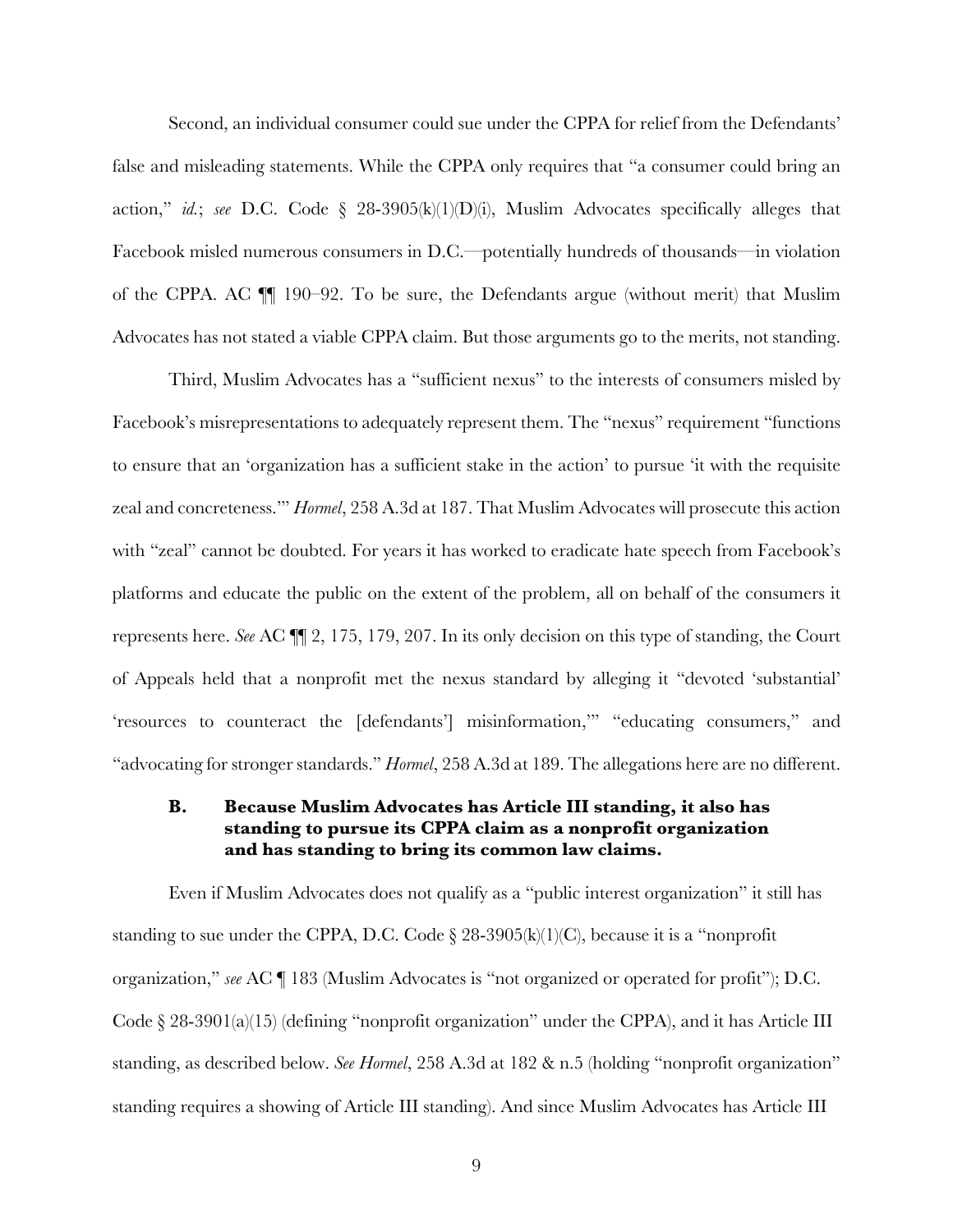Second, an individual consumer could sue under the CPPA for relief from the Defendants' false and misleading statements. While the CPPA only requires that "a consumer could bring an action," *id.*; *see* D.C. Code § 28-3905(k)(1)(D)(i), Muslim Advocates specifically alleges that Facebook misled numerous consumers in D.C.—potentially hundreds of thousands—in violation of the CPPA. AC ¶¶ 190–92. To be sure, the Defendants argue (without merit) that Muslim Advocates has not stated a viable CPPA claim. But those arguments go to the merits, not standing.

Third, Muslim Advocates has a "sufficient nexus" to the interests of consumers misled by Facebook's misrepresentations to adequately represent them. The "nexus" requirement "functions to ensure that an 'organization has a sufficient stake in the action' to pursue 'it with the requisite zeal and concreteness.'" *Hormel*, 258 A.3d at 187. That Muslim Advocates will prosecute this action with "zeal" cannot be doubted. For years it has worked to eradicate hate speech from Facebook's platforms and educate the public on the extent of the problem, all on behalf of the consumers it represents here. *See* AC ¶¶ 2, 175, 179, 207. In its only decision on this type of standing, the Court of Appeals held that a nonprofit met the nexus standard by alleging it "devoted 'substantial' 'resources to counteract the [defendants'] misinformation,'" "educating consumers," and "advocating for stronger standards." *Hormel*, 258 A.3d at 189. The allegations here are no different.

### B. Because Muslim Advocates has Article III standing, it also has standing to pursue its CPPA claim as a nonprofit organization and has standing to bring its common law claims.

Even if Muslim Advocates does not qualify as a "public interest organization" it still has standing to sue under the CPPA, D.C. Code § 28-3905(k)(1)(C), because it is a "nonprofit organization," *see* AC ¶ 183 (Muslim Advocates is "not organized or operated for profit"); D.C. Code § 28-3901(a)(15) (defining "nonprofit organization" under the CPPA), and it has Article III standing, as described below. *See Hormel*, 258 A.3d at 182 & n.5 (holding "nonprofit organization" standing requires a showing of Article III standing). And since Muslim Advocates has Article III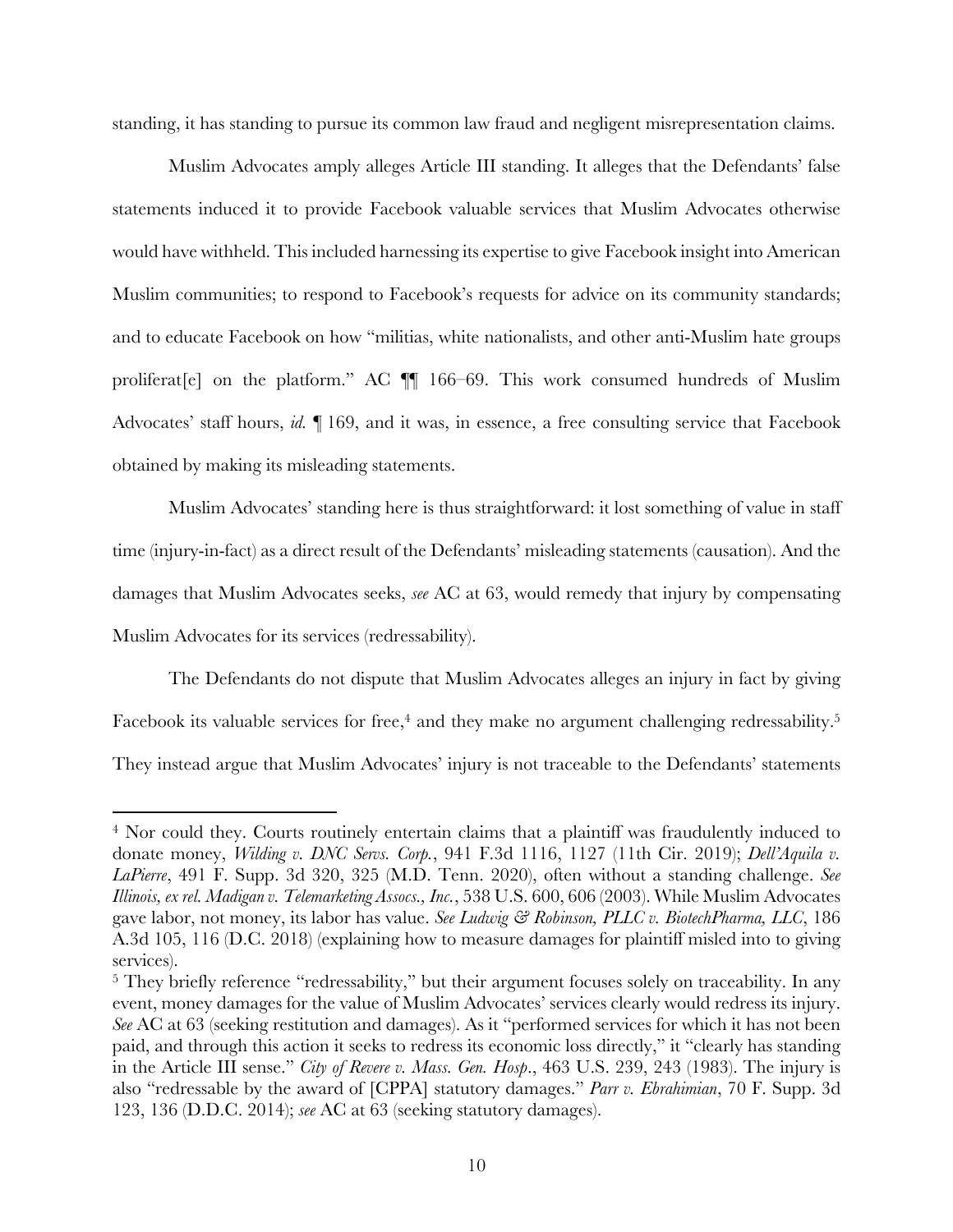standing, it has standing to pursue its common law fraud and negligent misrepresentation claims.

Muslim Advocates amply alleges Article III standing. It alleges that the Defendants' false statements induced it to provide Facebook valuable services that Muslim Advocates otherwise would have withheld. This included harnessing its expertise to give Facebook insight into American Muslim communities; to respond to Facebook's requests for advice on its community standards; and to educate Facebook on how "militias, white nationalists, and other anti-Muslim hate groups proliferat[e] on the platform." AC ¶¶ 166–69. This work consumed hundreds of Muslim Advocates' staff hours, *id.* ¶ 169, and it was, in essence, a free consulting service that Facebook obtained by making its misleading statements.

Muslim Advocates' standing here is thus straightforward: it lost something of value in staff time (injury-in-fact) as a direct result of the Defendants' misleading statements (causation). And the damages that Muslim Advocates seeks, *see* AC at 63, would remedy that injury by compensating Muslim Advocates for its services (redressability).

The Defendants do not dispute that Muslim Advocates alleges an injury in fact by giving Facebook its valuable services for free,[4] and they make no argument challenging redressability.[5] They instead argue that Muslim Advocates' injury is not traceable to the Defendants' statements

---

[4] Nor could they. Courts routinely entertain claims that a plaintiff was fraudulently induced to donate money, *Wilding v. DNC Servs. Corp.*, 941 F.3d 1116, 1127 (11th Cir. 2019); *Dell'Aquila v. LaPierre*, 491 F. Supp. 3d 320, 325 (M.D. Tenn. 2020), often without a standing challenge. *See Illinois, ex rel. Madigan v. Telemarketing Assocs., Inc.*, 538 U.S. 600, 606 (2003). While Muslim Advocates gave labor, not money, its labor has value. *See Ludwig & Robinson, PLLC v. BiotechPharma, LLC*, 186 A.3d 105, 116 (D.C. 2018) (explaining how to measure damages for plaintiff misled into to giving services).

[5] They briefly reference "redressability," but their argument focuses solely on traceability. In any event, money damages for the value of Muslim Advocates' services clearly would redress its injury. *See* AC at 63 (seeking restitution and damages). As it "performed services for which it has not been paid, and through this action it seeks to redress its economic loss directly," it "clearly has standing in the Article III sense." *City of Revere v. Mass. Gen. Hosp*., 463 U.S. 239, 243 (1983). The injury is also "redressable by the award of [CPPA] statutory damages." *Parr v. Ebrahimian*, 70 F. Supp. 3d 123, 136 (D.D.C. 2014); *see* AC at 63 (seeking statutory damages).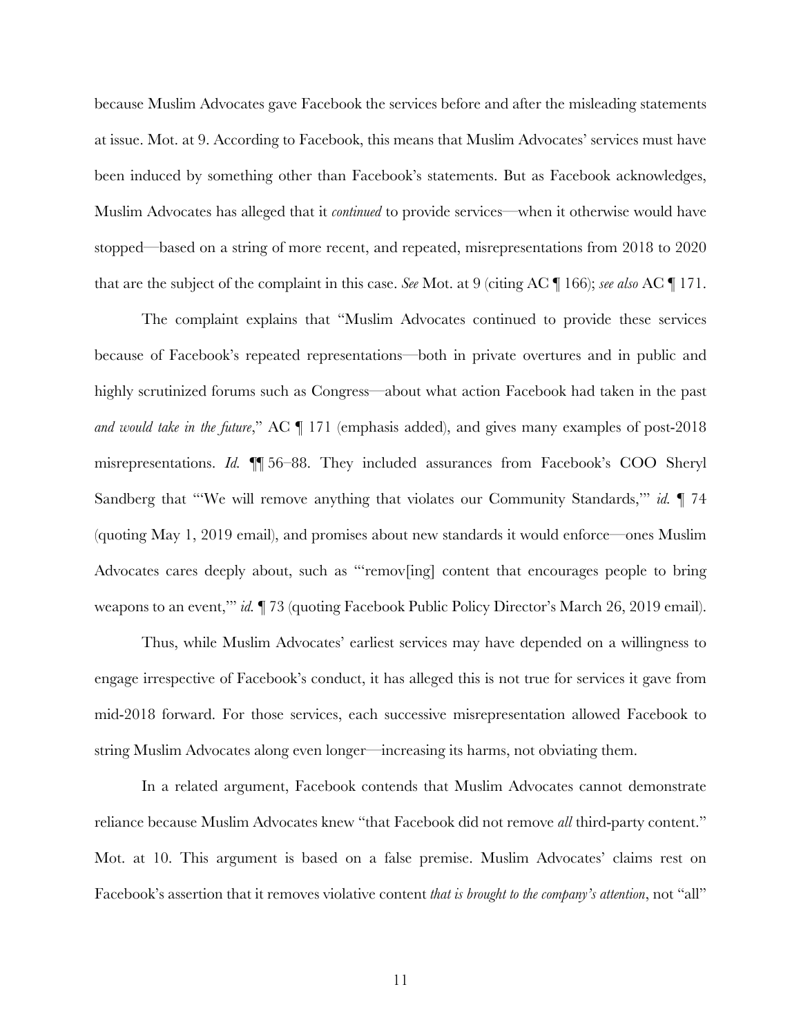because Muslim Advocates gave Facebook the services before and after the misleading statements at issue. Mot. at 9. According to Facebook, this means that Muslim Advocates' services must have been induced by something other than Facebook's statements. But as Facebook acknowledges, Muslim Advocates has alleged that it *continued* to provide services—when it otherwise would have stopped—based on a string of more recent, and repeated, misrepresentations from 2018 to 2020 that are the subject of the complaint in this case. *See* Mot. at 9 (citing AC ¶ 166); *see also* AC ¶ 171.

The complaint explains that "Muslim Advocates continued to provide these services because of Facebook's repeated representations—both in private overtures and in public and highly scrutinized forums such as Congress—about what action Facebook had taken in the past *and would take in the future*," AC ¶ 171 (emphasis added), and gives many examples of post-2018 misrepresentations. *Id.* ¶¶ 56–88. They included assurances from Facebook's COO Sheryl Sandberg that "'We will remove anything that violates our Community Standards,'" *id.* ¶ 74 (quoting May 1, 2019 email), and promises about new standards it would enforce—ones Muslim Advocates cares deeply about, such as "'remov[ing] content that encourages people to bring weapons to an event,'" *id.* ¶ 73 (quoting Facebook Public Policy Director's March 26, 2019 email).

Thus, while Muslim Advocates' earliest services may have depended on a willingness to engage irrespective of Facebook's conduct, it has alleged this is not true for services it gave from mid-2018 forward. For those services, each successive misrepresentation allowed Facebook to string Muslim Advocates along even longer—increasing its harms, not obviating them.

In a related argument, Facebook contends that Muslim Advocates cannot demonstrate reliance because Muslim Advocates knew "that Facebook did not remove *all* third-party content." Mot. at 10. This argument is based on a false premise. Muslim Advocates' claims rest on Facebook's assertion that it removes violative content *that is brought to the company's attention*, not "all"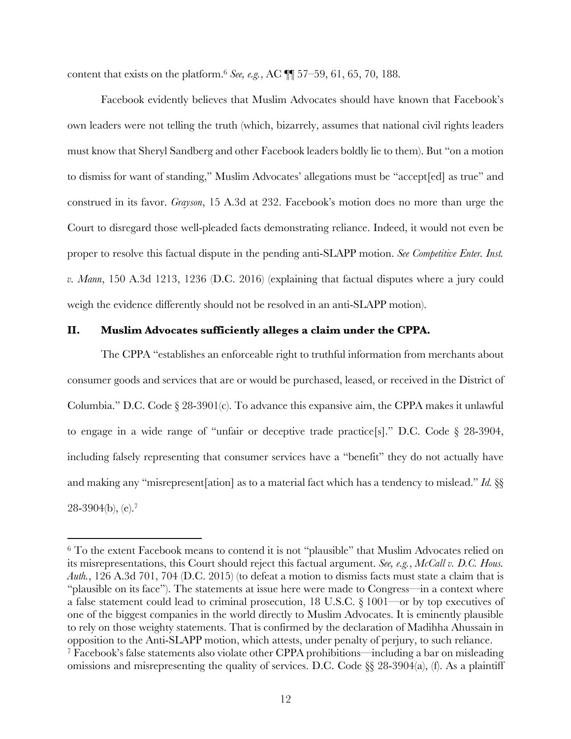content that exists on the platform.[6] *See, e.g.*, AC ¶¶ 57–59, 61, 65, 70, 188.

Facebook evidently believes that Muslim Advocates should have known that Facebook's own leaders were not telling the truth (which, bizarrely, assumes that national civil rights leaders must know that Sheryl Sandberg and other Facebook leaders boldly lie to them). But "on a motion to dismiss for want of standing," Muslim Advocates' allegations must be "accept[ed] as true" and construed in its favor. *Grayson*, 15 A.3d at 232. Facebook's motion does no more than urge the Court to disregard those well-pleaded facts demonstrating reliance. Indeed, it would not even be proper to resolve this factual dispute in the pending anti-SLAPP motion. *See Competitive Enter. Inst. v. Mann*, 150 A.3d 1213, 1236 (D.C. 2016) (explaining that factual disputes where a jury could weigh the evidence differently should not be resolved in an anti-SLAPP motion).

## II. Muslim Advocates sufficiently alleges a claim under the CPPA.

The CPPA "establishes an enforceable right to truthful information from merchants about consumer goods and services that are or would be purchased, leased, or received in the District of Columbia." D.C. Code § 28-3901(c). To advance this expansive aim, the CPPA makes it unlawful to engage in a wide range of "unfair or deceptive trade practice[s]." D.C. Code § 28-3904, including falsely representing that consumer services have a "benefit" they do not actually have and making any "misrepresent[ation] as to a material fact which has a tendency to mislead." *Id.* §§ 28-3904(b), (e).[7]

---

[6] To the extent Facebook means to contend it is not "plausible" that Muslim Advocates relied on its misrepresentations, this Court should reject this factual argument. *See, e.g.*, *McCall v. D.C. Hous. Auth.*, 126 A.3d 701, 704 (D.C. 2015) (to defeat a motion to dismiss facts must state a claim that is "plausible on its face"). The statements at issue here were made to Congress—in a context where a false statement could lead to criminal prosecution, 18 U.S.C. § 1001—or by top executives of one of the biggest companies in the world directly to Muslim Advocates. It is eminently plausible to rely on those weighty statements. That is confirmed by the declaration of Madihha Ahussain in opposition to the Anti-SLAPP motion, which attests, under penalty of perjury, to such reliance.

[7] Facebook's false statements also violate other CPPA prohibitions—including a bar on misleading omissions and misrepresenting the quality of services. D.C. Code §§ 28-3904(a), (f). As a plaintiff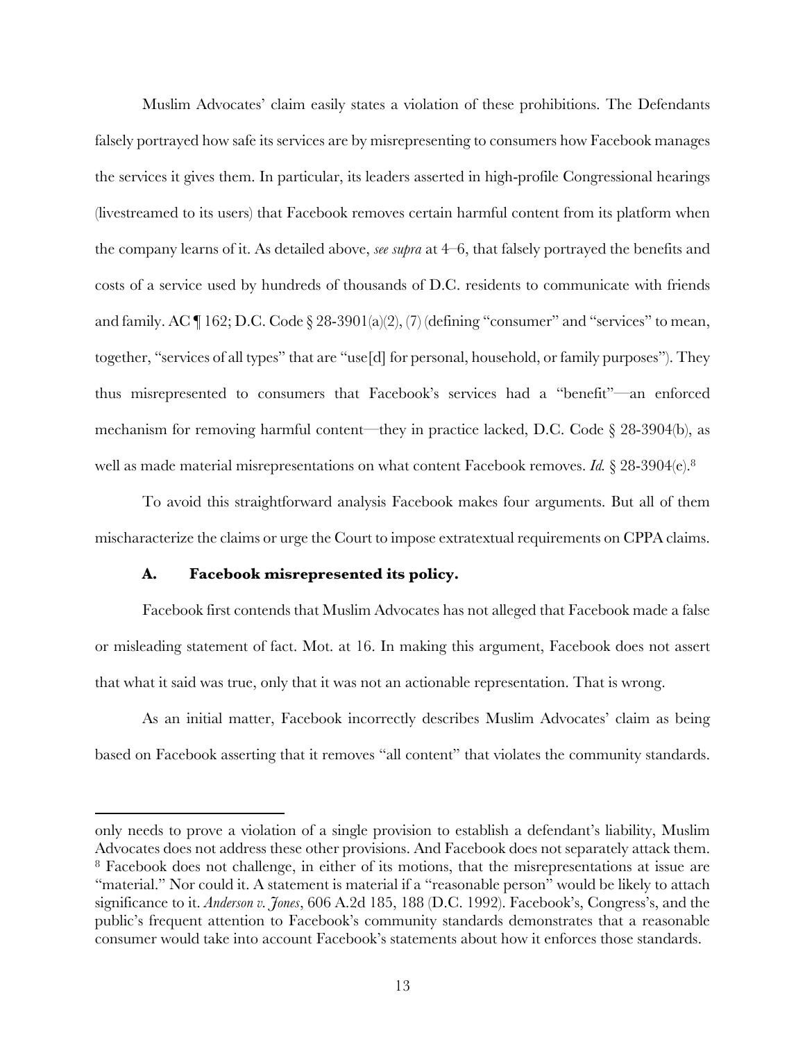Muslim Advocates' claim easily states a violation of these prohibitions. The Defendants falsely portrayed how safe its services are by misrepresenting to consumers how Facebook manages the services it gives them. In particular, its leaders asserted in high-profile Congressional hearings (livestreamed to its users) that Facebook removes certain harmful content from its platform when the company learns of it. As detailed above, *see supra* at 4–6, that falsely portrayed the benefits and costs of a service used by hundreds of thousands of D.C. residents to communicate with friends and family. AC ¶ 162; D.C. Code § 28-3901(a)(2), (7) (defining "consumer" and "services" to mean, together, "services of all types" that are "use[d] for personal, household, or family purposes"). They thus misrepresented to consumers that Facebook's services had a "benefit"—an enforced mechanism for removing harmful content—they in practice lacked, D.C. Code § 28-3904(b), as well as made material misrepresentations on what content Facebook removes. *Id.* § 28-3904(e).[8]

To avoid this straightforward analysis Facebook makes four arguments. But all of them mischaracterize the claims or urge the Court to impose extratextual requirements on CPPA claims.

### A. Facebook misrepresented its policy.

Facebook first contends that Muslim Advocates has not alleged that Facebook made a false or misleading statement of fact. Mot. at 16. In making this argument, Facebook does not assert that what it said was true, only that it was not an actionable representation. That is wrong.

As an initial matter, Facebook incorrectly describes Muslim Advocates' claim as being based on Facebook asserting that it removes "all content" that violates the community standards.

---

only needs to prove a violation of a single provision to establish a defendant's liability, Muslim Advocates does not address these other provisions. And Facebook does not separately attack them.

[8] Facebook does not challenge, in either of its motions, that the misrepresentations at issue are "material." Nor could it. A statement is material if a "reasonable person" would be likely to attach significance to it. *Anderson v. Jones*, 606 A.2d 185, 188 (D.C. 1992). Facebook's, Congress's, and the public's frequent attention to Facebook's community standards demonstrates that a reasonable consumer would take into account Facebook's statements about how it enforces those standards.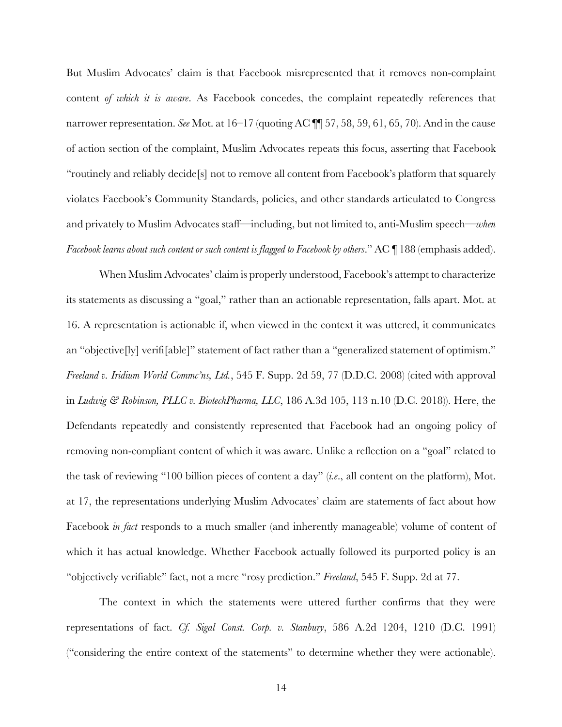But Muslim Advocates' claim is that Facebook misrepresented that it removes non-complaint content *of which it is aware*. As Facebook concedes, the complaint repeatedly references that narrower representation. *See* Mot. at 16–17 (quoting AC ¶¶ 57, 58, 59, 61, 65, 70). And in the cause of action section of the complaint, Muslim Advocates repeats this focus, asserting that Facebook "routinely and reliably decide[s] not to remove all content from Facebook's platform that squarely violates Facebook's Community Standards, policies, and other standards articulated to Congress and privately to Muslim Advocates staff—including, but not limited to, anti-Muslim speech—*when Facebook learns about such content or such content is flagged to Facebook by others*." AC ¶ 188 (emphasis added).

When Muslim Advocates' claim is properly understood, Facebook's attempt to characterize its statements as discussing a "goal," rather than an actionable representation, falls apart. Mot. at 16. A representation is actionable if, when viewed in the context it was uttered, it communicates an "objective[ly] verifi[able]" statement of fact rather than a "generalized statement of optimism." *Freeland v. Iridium World Commc'ns, Ltd.*, 545 F. Supp. 2d 59, 77 (D.D.C. 2008) (cited with approval in *Ludwig & Robinson, PLLC v. BiotechPharma, LLC*, 186 A.3d 105, 113 n.10 (D.C. 2018)). Here, the Defendants repeatedly and consistently represented that Facebook had an ongoing policy of removing non-compliant content of which it was aware. Unlike a reflection on a "goal" related to the task of reviewing "100 billion pieces of content a day" (*i.e.*, all content on the platform), Mot. at 17, the representations underlying Muslim Advocates' claim are statements of fact about how Facebook *in fact* responds to a much smaller (and inherently manageable) volume of content of which it has actual knowledge. Whether Facebook actually followed its purported policy is an "objectively verifiable" fact, not a mere "rosy prediction." *Freeland*, 545 F. Supp. 2d at 77.

The context in which the statements were uttered further confirms that they were representations of fact. *Cf. Sigal Const. Corp. v. Stanbury*, 586 A.2d 1204, 1210 (D.C. 1991) ("considering the entire context of the statements" to determine whether they were actionable).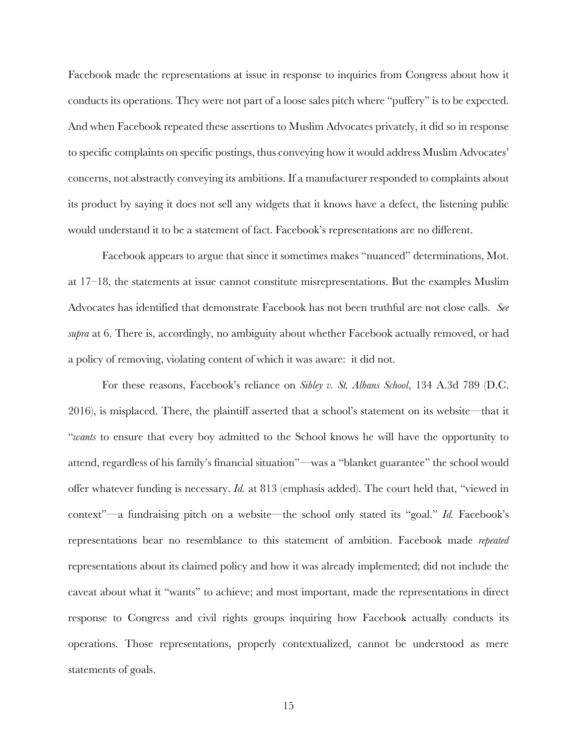Facebook made the representations at issue in response to inquiries from Congress about how it conducts its operations. They were not part of a loose sales pitch where "puffery" is to be expected. And when Facebook repeated these assertions to Muslim Advocates privately, it did so in response to specific complaints on specific postings, thus conveying how it would address Muslim Advocates' concerns, not abstractly conveying its ambitions. If a manufacturer responded to complaints about its product by saying it does not sell any widgets that it knows have a defect, the listening public would understand it to be a statement of fact. Facebook's representations are no different.

Facebook appears to argue that since it sometimes makes "nuanced" determinations, Mot. at 17–18, the statements at issue cannot constitute misrepresentations. But the examples Muslim Advocates has identified that demonstrate Facebook has not been truthful are not close calls. *See supra* at 6. There is, accordingly, no ambiguity about whether Facebook actually removed, or had a policy of removing, violating content of which it was aware: it did not.

For these reasons, Facebook's reliance on *Sibley v. St. Albans School*, 134 A.3d 789 (D.C. 2016), is misplaced. There, the plaintiff asserted that a school's statement on its website—that it "*wants* to ensure that every boy admitted to the School knows he will have the opportunity to attend, regardless of his family's financial situation"—was a "blanket guarantee" the school would offer whatever funding is necessary. *Id.* at 813 (emphasis added). The court held that, "viewed in context"—a fundraising pitch on a website—the school only stated its "goal." *Id.* Facebook's representations bear no resemblance to this statement of ambition. Facebook made *repeated* representations about its claimed policy and how it was already implemented; did not include the caveat about what it "wants" to achieve; and most important, made the representations in direct response to Congress and civil rights groups inquiring how Facebook actually conducts its operations. Those representations, properly contextualized, cannot be understood as mere statements of goals.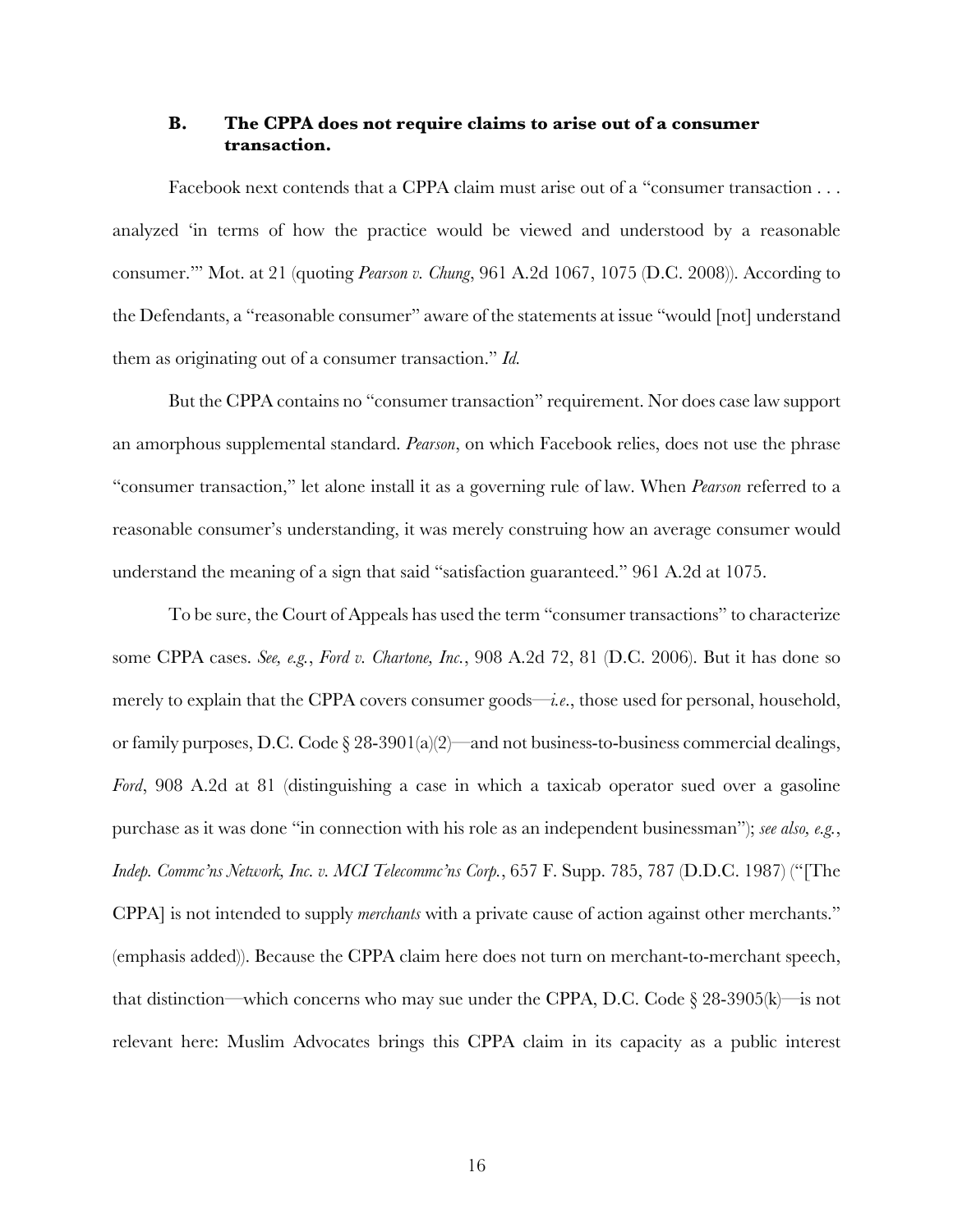### B. The CPPA does not require claims to arise out of a consumer transaction.

Facebook next contends that a CPPA claim must arise out of a "consumer transaction . . . analyzed 'in terms of how the practice would be viewed and understood by a reasonable consumer.'" Mot. at 21 (quoting *Pearson v. Chung*, 961 A.2d 1067, 1075 (D.C. 2008)). According to the Defendants, a "reasonable consumer" aware of the statements at issue "would [not] understand them as originating out of a consumer transaction." *Id.*

But the CPPA contains no "consumer transaction" requirement. Nor does case law support an amorphous supplemental standard. *Pearson*, on which Facebook relies, does not use the phrase "consumer transaction," let alone install it as a governing rule of law. When *Pearson* referred to a reasonable consumer's understanding, it was merely construing how an average consumer would understand the meaning of a sign that said "satisfaction guaranteed." 961 A.2d at 1075.

To be sure, the Court of Appeals has used the term "consumer transactions" to characterize some CPPA cases. *See, e.g.*, *Ford v. Chartone, Inc.*, 908 A.2d 72, 81 (D.C. 2006). But it has done so merely to explain that the CPPA covers consumer goods—*i.e.*, those used for personal, household, or family purposes, D.C. Code § 28-3901(a)(2)—and not business-to-business commercial dealings, *Ford*, 908 A.2d at 81 (distinguishing a case in which a taxicab operator sued over a gasoline purchase as it was done "in connection with his role as an independent businessman"); *see also, e.g.*, *Indep. Commc'ns Network, Inc. v. MCI Telecommc'ns Corp.*, 657 F. Supp. 785, 787 (D.D.C. 1987) ("[The CPPA] is not intended to supply *merchants* with a private cause of action against other merchants." (emphasis added)). Because the CPPA claim here does not turn on merchant-to-merchant speech, that distinction—which concerns who may sue under the CPPA, D.C. Code § 28-3905(k)—is not relevant here: Muslim Advocates brings this CPPA claim in its capacity as a public interest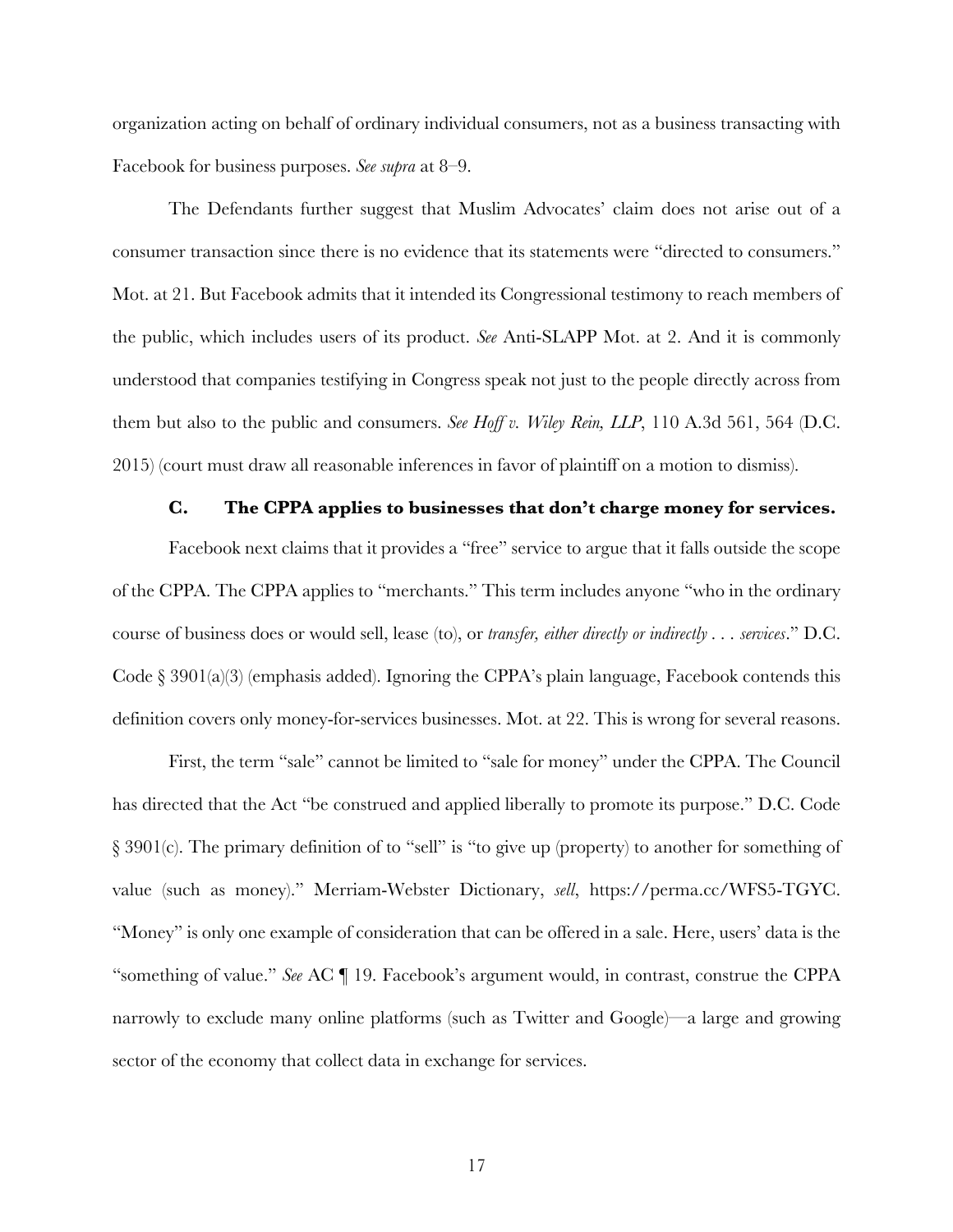organization acting on behalf of ordinary individual consumers, not as a business transacting with Facebook for business purposes. *See supra* at 8–9.

The Defendants further suggest that Muslim Advocates' claim does not arise out of a consumer transaction since there is no evidence that its statements were "directed to consumers." Mot. at 21. But Facebook admits that it intended its Congressional testimony to reach members of the public, which includes users of its product. *See* Anti-SLAPP Mot. at 2. And it is commonly understood that companies testifying in Congress speak not just to the people directly across from them but also to the public and consumers. *See Hoff v. Wiley Rein, LLP*, 110 A.3d 561, 564 (D.C. 2015) (court must draw all reasonable inferences in favor of plaintiff on a motion to dismiss).

### C. The CPPA applies to businesses that don't charge money for services.

Facebook next claims that it provides a "free" service to argue that it falls outside the scope of the CPPA. The CPPA applies to "merchants." This term includes anyone "who in the ordinary course of business does or would sell, lease (to), or *transfer, either directly or indirectly . . . services*." D.C. Code § 3901(a)(3) (emphasis added). Ignoring the CPPA's plain language, Facebook contends this definition covers only money-for-services businesses. Mot. at 22. This is wrong for several reasons.

First, the term "sale" cannot be limited to "sale for money" under the CPPA. The Council has directed that the Act "be construed and applied liberally to promote its purpose." D.C. Code § 3901(c). The primary definition of to "sell" is "to give up (property) to another for something of value (such as money)." Merriam-Webster Dictionary, *sell*, https://perma.cc/WFS5-TGYC. "Money" is only one example of consideration that can be offered in a sale. Here, users' data is the "something of value." *See* AC ¶ 19. Facebook's argument would, in contrast, construe the CPPA narrowly to exclude many online platforms (such as Twitter and Google)—a large and growing sector of the economy that collect data in exchange for services.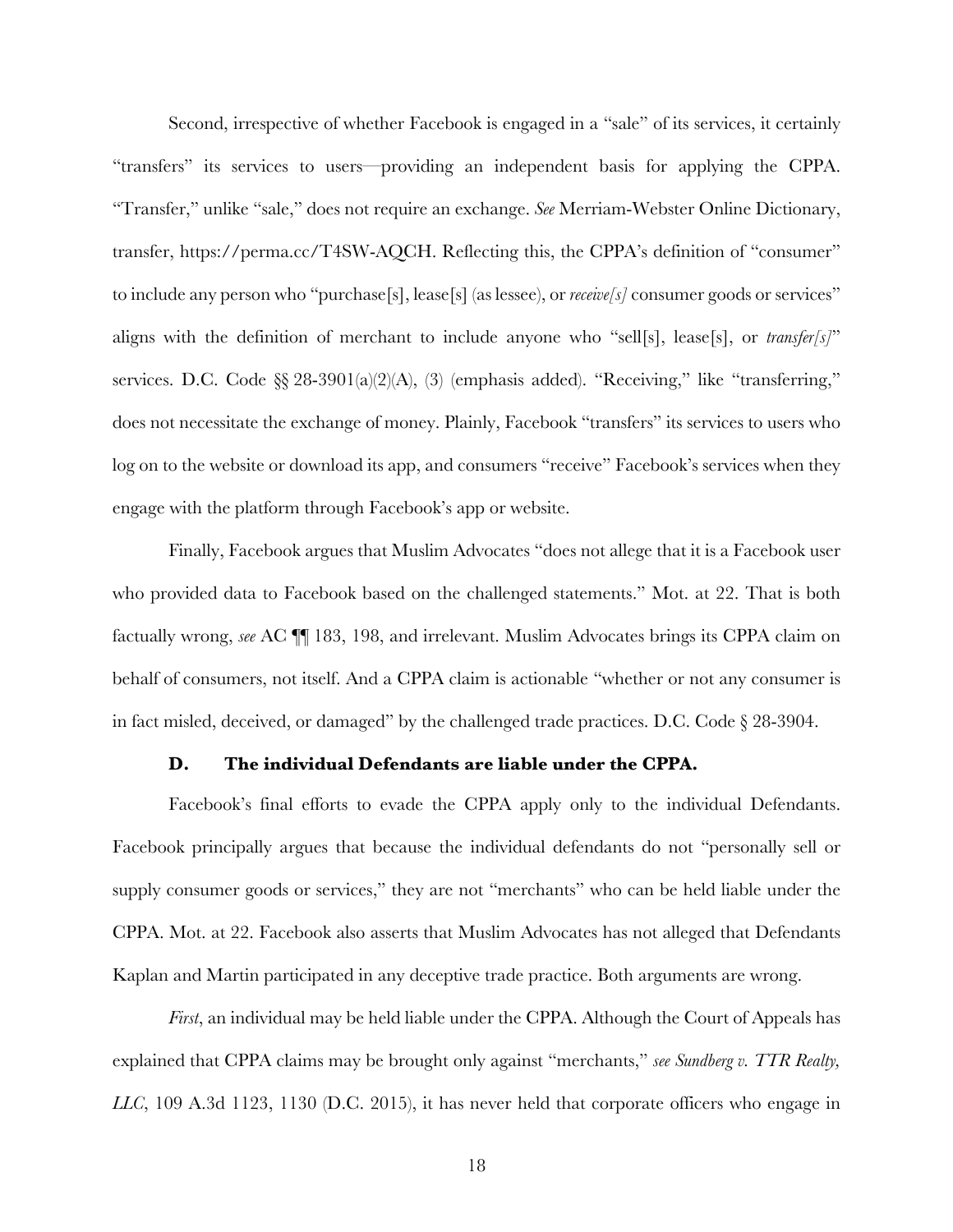Second, irrespective of whether Facebook is engaged in a "sale" of its services, it certainly "transfers" its services to users—providing an independent basis for applying the CPPA. "Transfer," unlike "sale," does not require an exchange. *See* Merriam-Webster Online Dictionary, transfer, https://perma.cc/T4SW-AQCH. Reflecting this, the CPPA's definition of "consumer" to include any person who "purchase[s], lease[s] (as lessee), or *receive[s]* consumer goods or services" aligns with the definition of merchant to include anyone who "sell[s], lease[s], or *transfer[s]*" services. D.C. Code §§ 28-3901(a)(2)(A), (3) (emphasis added). "Receiving," like "transferring," does not necessitate the exchange of money. Plainly, Facebook "transfers" its services to users who log on to the website or download its app, and consumers "receive" Facebook's services when they engage with the platform through Facebook's app or website.

Finally, Facebook argues that Muslim Advocates "does not allege that it is a Facebook user who provided data to Facebook based on the challenged statements." Mot. at 22. That is both factually wrong, *see* AC ¶¶ 183, 198, and irrelevant. Muslim Advocates brings its CPPA claim on behalf of consumers, not itself. And a CPPA claim is actionable "whether or not any consumer is in fact misled, deceived, or damaged" by the challenged trade practices. D.C. Code § 28-3904.

### D. The individual Defendants are liable under the CPPA.

Facebook's final efforts to evade the CPPA apply only to the individual Defendants. Facebook principally argues that because the individual defendants do not "personally sell or supply consumer goods or services," they are not "merchants" who can be held liable under the CPPA. Mot. at 22. Facebook also asserts that Muslim Advocates has not alleged that Defendants Kaplan and Martin participated in any deceptive trade practice. Both arguments are wrong.

*First*, an individual may be held liable under the CPPA. Although the Court of Appeals has explained that CPPA claims may be brought only against "merchants," *see Sundberg v. TTR Realty, LLC*, 109 A.3d 1123, 1130 (D.C. 2015), it has never held that corporate officers who engage in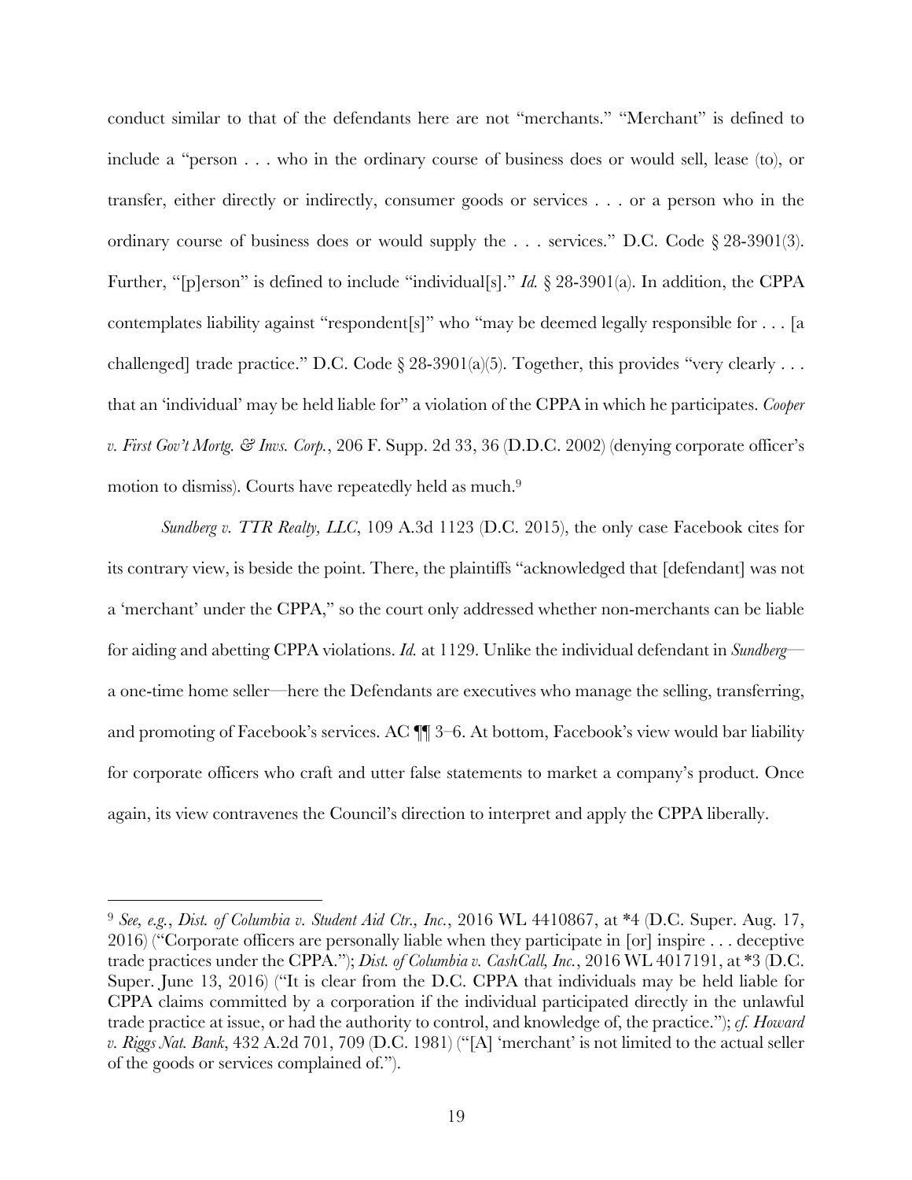conduct similar to that of the defendants here are not "merchants." "Merchant" is defined to include a "person . . . who in the ordinary course of business does or would sell, lease (to), or transfer, either directly or indirectly, consumer goods or services . . . or a person who in the ordinary course of business does or would supply the . . . services." D.C. Code § 28-3901(3). Further, "[p]erson" is defined to include "individual[s]." *Id.* § 28-3901(a). In addition, the CPPA contemplates liability against "respondent[s]" who "may be deemed legally responsible for . . . [a challenged] trade practice." D.C. Code § 28-3901(a)(5). Together, this provides "very clearly . . . that an 'individual' may be held liable for" a violation of the CPPA in which he participates. *Cooper v. First Gov't Mortg. & Invs. Corp.*, 206 F. Supp. 2d 33, 36 (D.D.C. 2002) (denying corporate officer's motion to dismiss). Courts have repeatedly held as much.[9]

*Sundberg v. TTR Realty, LLC*, 109 A.3d 1123 (D.C. 2015), the only case Facebook cites for its contrary view, is beside the point. There, the plaintiffs "acknowledged that [defendant] was not a 'merchant' under the CPPA," so the court only addressed whether non-merchants can be liable for aiding and abetting CPPA violations. *Id.* at 1129. Unlike the individual defendant in *Sundberg*—a one-time home seller—here the Defendants are executives who manage the selling, transferring, and promoting of Facebook's services. AC ¶¶ 3–6. At bottom, Facebook's view would bar liability for corporate officers who craft and utter false statements to market a company's product. Once again, its view contravenes the Council's direction to interpret and apply the CPPA liberally.

---

[9] *See, e.g.*, *Dist. of Columbia v. Student Aid Ctr., Inc.*, 2016 WL 4410867, at *4 (D.C. Super. Aug. 17, 2016) ("Corporate officers are personally liable when they participate in [or] inspire . . . deceptive trade practices under the CPPA."); *Dist. of Columbia v. CashCall, Inc.*, 2016 WL 4017191, at *3 (D.C. Super. June 13, 2016) ("It is clear from the D.C. CPPA that individuals may be held liable for CPPA claims committed by a corporation if the individual participated directly in the unlawful trade practice at issue, or had the authority to control, and knowledge of, the practice."); *cf. Howard v. Riggs Nat. Bank*, 432 A.2d 701, 709 (D.C. 1981) ("[A] 'merchant' is not limited to the actual seller of the goods or services complained of.").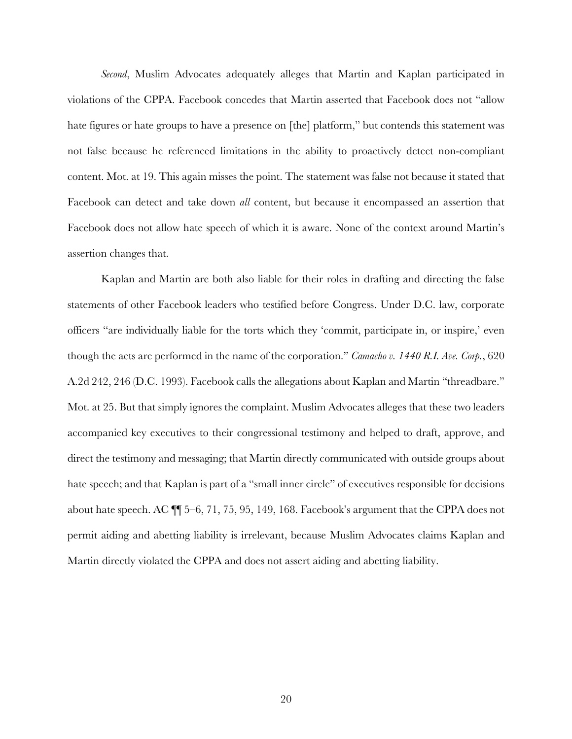*Second*, Muslim Advocates adequately alleges that Martin and Kaplan participated in violations of the CPPA. Facebook concedes that Martin asserted that Facebook does not "allow hate figures or hate groups to have a presence on [the] platform," but contends this statement was not false because he referenced limitations in the ability to proactively detect non-compliant content. Mot. at 19. This again misses the point. The statement was false not because it stated that Facebook can detect and take down *all* content, but because it encompassed an assertion that Facebook does not allow hate speech of which it is aware. None of the context around Martin's assertion changes that.

Kaplan and Martin are both also liable for their roles in drafting and directing the false statements of other Facebook leaders who testified before Congress. Under D.C. law, corporate officers "are individually liable for the torts which they 'commit, participate in, or inspire,' even though the acts are performed in the name of the corporation." *Camacho v. 1440 R.I. Ave. Corp.*, 620 A.2d 242, 246 (D.C. 1993). Facebook calls the allegations about Kaplan and Martin "threadbare." Mot. at 25. But that simply ignores the complaint. Muslim Advocates alleges that these two leaders accompanied key executives to their congressional testimony and helped to draft, approve, and direct the testimony and messaging; that Martin directly communicated with outside groups about hate speech; and that Kaplan is part of a "small inner circle" of executives responsible for decisions about hate speech. AC ¶¶ 5–6, 71, 75, 95, 149, 168. Facebook's argument that the CPPA does not permit aiding and abetting liability is irrelevant, because Muslim Advocates claims Kaplan and Martin directly violated the CPPA and does not assert aiding and abetting liability.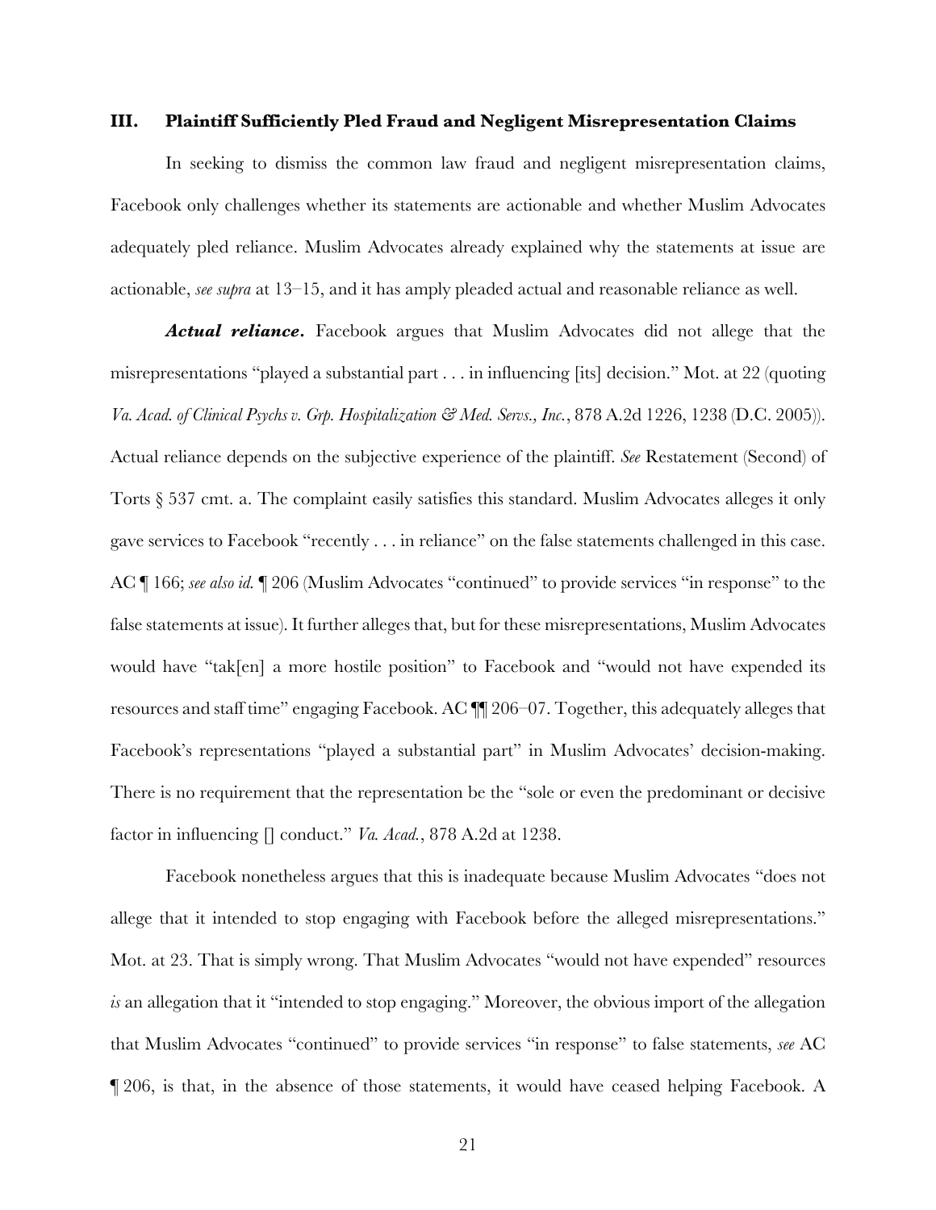## III. Plaintiff Sufficiently Pled Fraud and Negligent Misrepresentation Claims

In seeking to dismiss the common law fraud and negligent misrepresentation claims, Facebook only challenges whether its statements are actionable and whether Muslim Advocates adequately pled reliance. Muslim Advocates already explained why the statements at issue are actionable, *see supra* at 13–15, and it has amply pleaded actual and reasonable reliance as well.

***Actual reliance.*** Facebook argues that Muslim Advocates did not allege that the misrepresentations "played a substantial part . . . in influencing [its] decision." Mot. at 22 (quoting *Va. Acad. of Clinical Psychs v. Grp. Hospitalization & Med. Servs., Inc.*, 878 A.2d 1226, 1238 (D.C. 2005)). Actual reliance depends on the subjective experience of the plaintiff. *See* Restatement (Second) of Torts § 537 cmt. a. The complaint easily satisfies this standard. Muslim Advocates alleges it only gave services to Facebook "recently . . . in reliance" on the false statements challenged in this case. AC ¶ 166; *see also id.* ¶ 206 (Muslim Advocates "continued" to provide services "in response" to the false statements at issue). It further alleges that, but for these misrepresentations, Muslim Advocates would have "tak[en] a more hostile position" to Facebook and "would not have expended its resources and staff time" engaging Facebook. AC ¶¶ 206–07. Together, this adequately alleges that Facebook's representations "played a substantial part" in Muslim Advocates' decision-making. There is no requirement that the representation be the "sole or even the predominant or decisive factor in influencing [] conduct." *Va. Acad.*, 878 A.2d at 1238.

Facebook nonetheless argues that this is inadequate because Muslim Advocates "does not allege that it intended to stop engaging with Facebook before the alleged misrepresentations." Mot. at 23. That is simply wrong. That Muslim Advocates "would not have expended" resources *is* an allegation that it "intended to stop engaging." Moreover, the obvious import of the allegation that Muslim Advocates "continued" to provide services "in response" to false statements, *see* AC ¶ 206, is that, in the absence of those statements, it would have ceased helping Facebook. A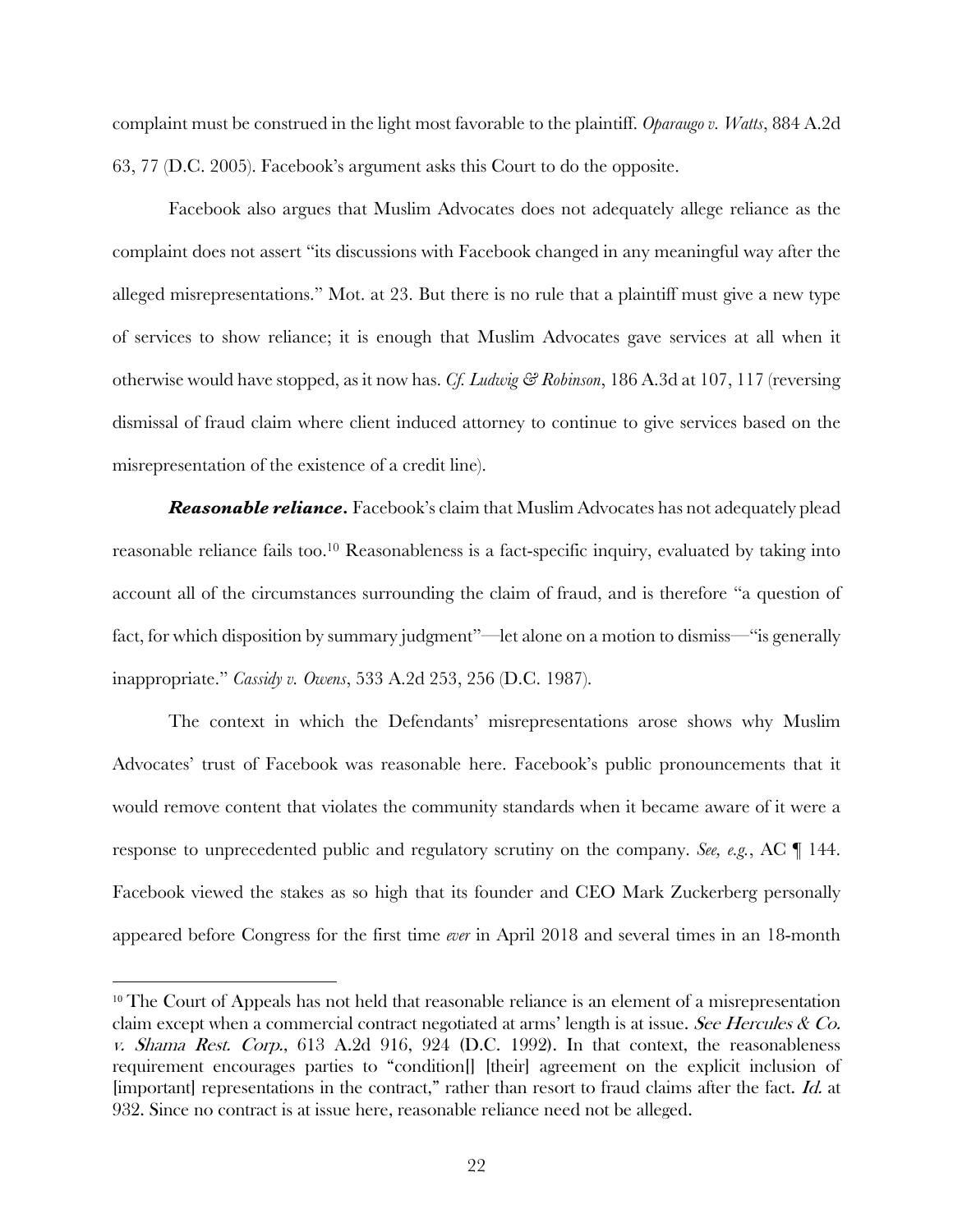complaint must be construed in the light most favorable to the plaintiff. *Oparaugo v. Watts*, 884 A.2d 63, 77 (D.C. 2005). Facebook's argument asks this Court to do the opposite.

Facebook also argues that Muslim Advocates does not adequately allege reliance as the complaint does not assert "its discussions with Facebook changed in any meaningful way after the alleged misrepresentations." Mot. at 23. But there is no rule that a plaintiff must give a new type of services to show reliance; it is enough that Muslim Advocates gave services at all when it otherwise would have stopped, as it now has. *Cf. Ludwig & Robinson*, 186 A.3d at 107, 117 (reversing dismissal of fraud claim where client induced attorney to continue to give services based on the misrepresentation of the existence of a credit line).

***Reasonable reliance.*** Facebook's claim that Muslim Advocates has not adequately plead reasonable reliance fails too.[10] Reasonableness is a fact-specific inquiry, evaluated by taking into account all of the circumstances surrounding the claim of fraud, and is therefore "a question of fact, for which disposition by summary judgment"—let alone on a motion to dismiss—"is generally inappropriate." *Cassidy v. Owens*, 533 A.2d 253, 256 (D.C. 1987).

The context in which the Defendants' misrepresentations arose shows why Muslim Advocates' trust of Facebook was reasonable here. Facebook's public pronouncements that it would remove content that violates the community standards when it became aware of it were a response to unprecedented public and regulatory scrutiny on the company. *See, e.g.*, AC ¶ 144. Facebook viewed the stakes as so high that its founder and CEO Mark Zuckerberg personally appeared before Congress for the first time *ever* in April 2018 and several times in an 18-month

---

[10] The Court of Appeals has not held that reasonable reliance is an element of a misrepresentation claim except when a commercial contract negotiated at arms' length is at issue. *See Hercules & Co. v. Shama Rest. Corp.*, 613 A.2d 916, 924 (D.C. 1992). In that context, the reasonableness requirement encourages parties to "condition[] [their] agreement on the explicit inclusion of [important] representations in the contract," rather than resort to fraud claims after the fact. *Id.* at 932. Since no contract is at issue here, reasonable reliance need not be alleged.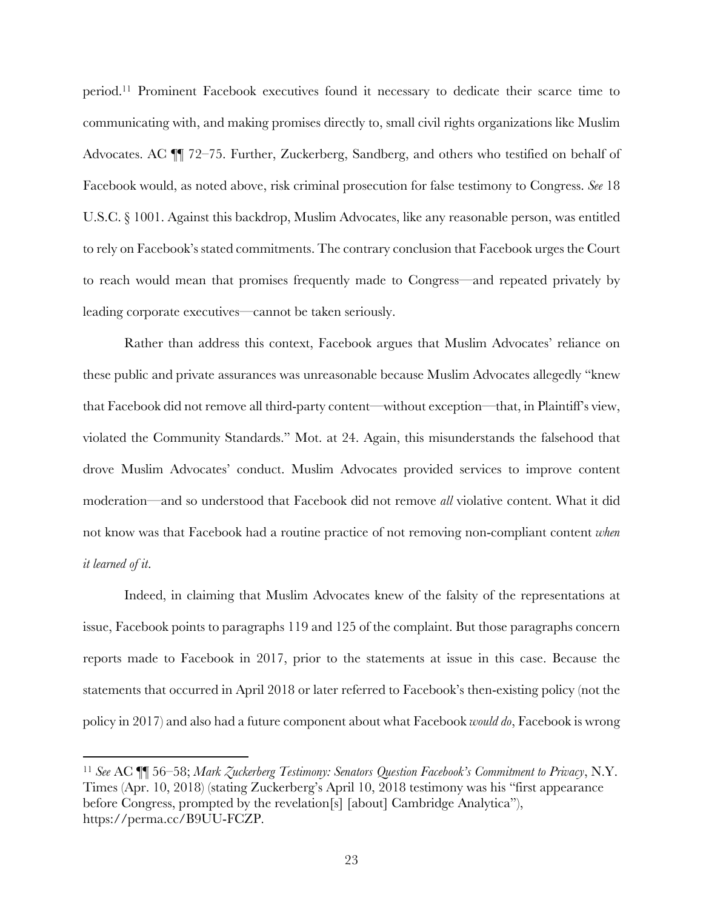period.[11] Prominent Facebook executives found it necessary to dedicate their scarce time to communicating with, and making promises directly to, small civil rights organizations like Muslim Advocates. AC ¶¶ 72–75. Further, Zuckerberg, Sandberg, and others who testified on behalf of Facebook would, as noted above, risk criminal prosecution for false testimony to Congress. *See* 18 U.S.C. § 1001. Against this backdrop, Muslim Advocates, like any reasonable person, was entitled to rely on Facebook's stated commitments. The contrary conclusion that Facebook urges the Court to reach would mean that promises frequently made to Congress—and repeated privately by leading corporate executives—cannot be taken seriously.

Rather than address this context, Facebook argues that Muslim Advocates' reliance on these public and private assurances was unreasonable because Muslim Advocates allegedly "knew that Facebook did not remove all third-party content—without exception—that, in Plaintiff's view, violated the Community Standards." Mot. at 24. Again, this misunderstands the falsehood that drove Muslim Advocates' conduct. Muslim Advocates provided services to improve content moderation—and so understood that Facebook did not remove *all* violative content. What it did not know was that Facebook had a routine practice of not removing non-compliant content *when it learned of it*.

Indeed, in claiming that Muslim Advocates knew of the falsity of the representations at issue, Facebook points to paragraphs 119 and 125 of the complaint. But those paragraphs concern reports made to Facebook in 2017, prior to the statements at issue in this case. Because the statements that occurred in April 2018 or later referred to Facebook's then-existing policy (not the policy in 2017) and also had a future component about what Facebook *would do*, Facebook is wrong

---

[11] *See* AC ¶¶ 56–58; *Mark Zuckerberg Testimony: Senators Question Facebook's Commitment to Privacy*, N.Y. Times (Apr. 10, 2018) (stating Zuckerberg's April 10, 2018 testimony was his "first appearance before Congress, prompted by the revelation[s] [about] Cambridge Analytica"), https://perma.cc/B9UU-FCZP.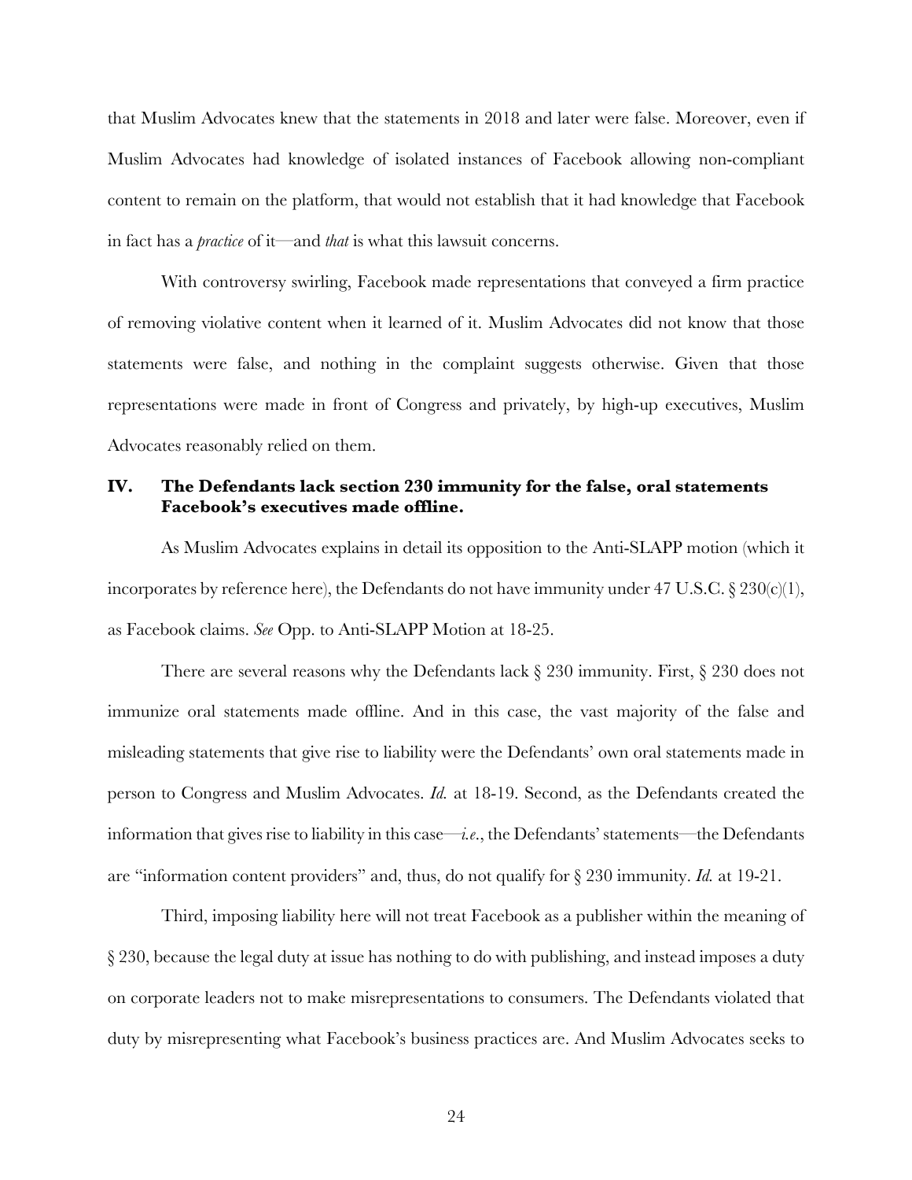that Muslim Advocates knew that the statements in 2018 and later were false. Moreover, even if Muslim Advocates had knowledge of isolated instances of Facebook allowing non-compliant content to remain on the platform, that would not establish that it had knowledge that Facebook in fact has a *practice* of it—and *that* is what this lawsuit concerns.

With controversy swirling, Facebook made representations that conveyed a firm practice of removing violative content when it learned of it. Muslim Advocates did not know that those statements were false, and nothing in the complaint suggests otherwise. Given that those representations were made in front of Congress and privately, by high-up executives, Muslim Advocates reasonably relied on them.

## IV. The Defendants lack section 230 immunity for the false, oral statements Facebook's executives made offline.

As Muslim Advocates explains in detail its opposition to the Anti-SLAPP motion (which it incorporates by reference here), the Defendants do not have immunity under 47 U.S.C. § 230(c)(1), as Facebook claims. *See* Opp. to Anti-SLAPP Motion at 18-25.

There are several reasons why the Defendants lack § 230 immunity. First, § 230 does not immunize oral statements made offline. And in this case, the vast majority of the false and misleading statements that give rise to liability were the Defendants' own oral statements made in person to Congress and Muslim Advocates. *Id.* at 18-19. Second, as the Defendants created the information that gives rise to liability in this case—*i.e.*, the Defendants' statements—the Defendants are "information content providers" and, thus, do not qualify for § 230 immunity. *Id.* at 19-21.

Third, imposing liability here will not treat Facebook as a publisher within the meaning of § 230, because the legal duty at issue has nothing to do with publishing, and instead imposes a duty on corporate leaders not to make misrepresentations to consumers. The Defendants violated that duty by misrepresenting what Facebook's business practices are. And Muslim Advocates seeks to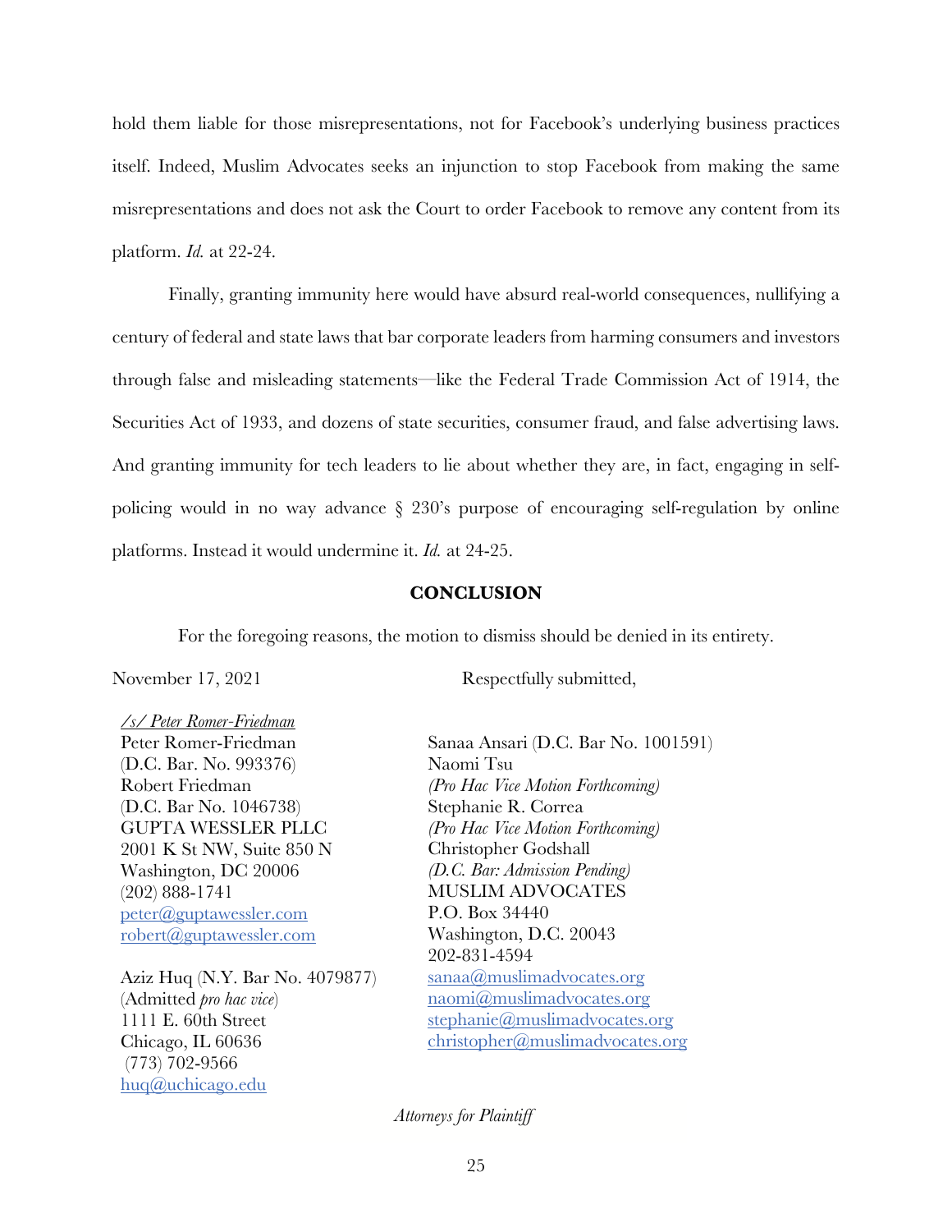hold them liable for those misrepresentations, not for Facebook's underlying business practices itself. Indeed, Muslim Advocates seeks an injunction to stop Facebook from making the same misrepresentations and does not ask the Court to order Facebook to remove any content from its platform. *Id.* at 22-24.

Finally, granting immunity here would have absurd real-world consequences, nullifying a century of federal and state laws that bar corporate leaders from harming consumers and investors through false and misleading statements—like the Federal Trade Commission Act of 1914, the Securities Act of 1933, and dozens of state securities, consumer fraud, and false advertising laws. And granting immunity for tech leaders to lie about whether they are, in fact, engaging in self-policing would in no way advance § 230's purpose of encouraging self-regulation by online platforms. Instead it would undermine it. *Id.* at 24-25.

## CONCLUSION

For the foregoing reasons, the motion to dismiss should be denied in its entirety.

November 17, 2021

Respectfully submitted,

*/s/ Peter Romer-Friedman*
Peter Romer-Friedman
(D.C. Bar. No. 993376)
Robert Friedman
(D.C. Bar No. 1046738)
GUPTA WESSLER PLLC
2001 K St NW, Suite 850 N
Washington, DC 20006
(202) 888-1741
peter@guptawessler.com
robert@guptawessler.com

Aziz Huq (N.Y. Bar No. 4079877)
(Admitted *pro hac vice*)
1111 E. 60th Street
Chicago, IL 60636
(773) 702-9566
huq@uchicago.edu

Sanaa Ansari (D.C. Bar No. 1001591)
Naomi Tsu
*(Pro Hac Vice Motion Forthcoming)*
Stephanie R. Correa
*(Pro Hac Vice Motion Forthcoming)*
Christopher Godshall
*(D.C. Bar: Admission Pending)*
MUSLIM ADVOCATES
P.O. Box 34440
Washington, D.C. 20043
202-831-4594
sanaa@muslimadvocates.org
naomi@muslimadvocates.org
stephanie@muslimadvocates.org
christopher@muslimadvocates.org

*Attorneys for Plaintiff*